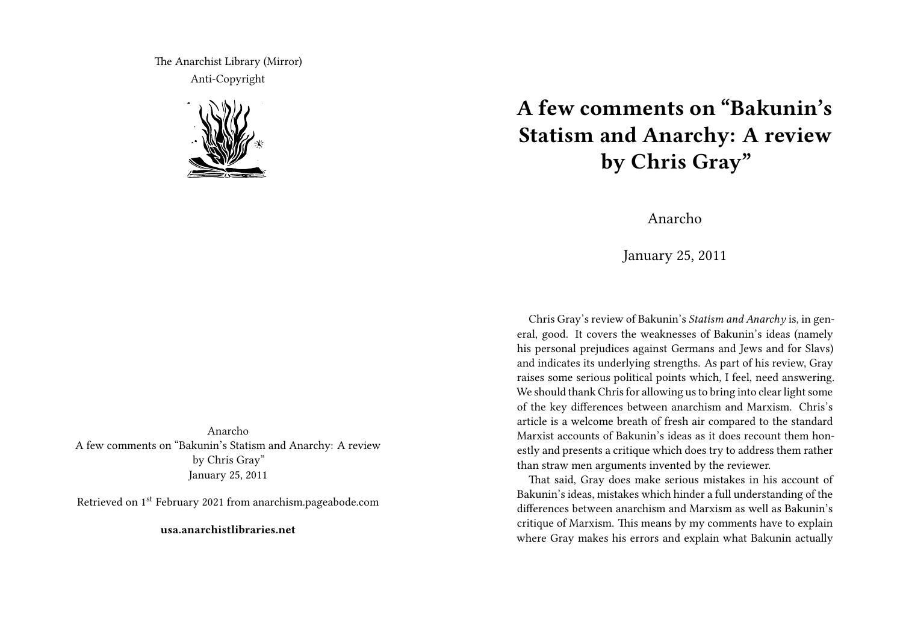The Anarchist Library (Mirror)
Anti-Copyright

Anarcho
A few comments on "Bakunin's Statism and Anarchy: A review by Chris Gray"
January 25, 2011

Retrieved on 1st February 2021 from anarchism.pageabode.com

**usa.anarchistlibraries.net**

# A few comments on "Bakunin's Statism and Anarchy: A review by Chris Gray"

Anarcho

January 25, 2011

Chris Gray's review of Bakunin's *Statism and Anarchy* is, in general, good. It covers the weaknesses of Bakunin's ideas (namely his personal prejudices against Germans and Jews and for Slavs) and indicates its underlying strengths. As part of his review, Gray raises some serious political points which, I feel, need answering. We should thank Chris for allowing us to bring into clear light some of the key differences between anarchism and Marxism. Chris's article is a welcome breath of fresh air compared to the standard Marxist accounts of Bakunin's ideas as it does recount them honestly and presents a critique which does try to address them rather than straw men arguments invented by the reviewer.

That said, Gray does make serious mistakes in his account of Bakunin's ideas, mistakes which hinder a full understanding of the differences between anarchism and Marxism as well as Bakunin's critique of Marxism. This means by my comments have to explain where Gray makes his errors and explain what Bakunin actually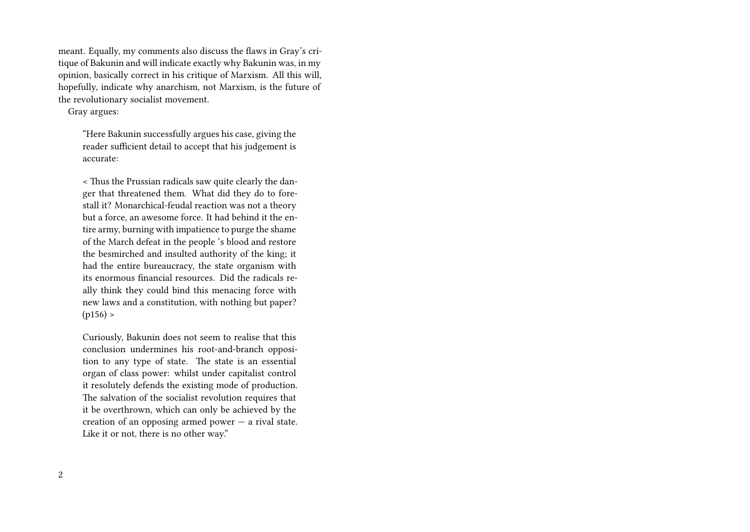meant. Equally, my comments also discuss the flaws in Gray's critique of Bakunin and will indicate exactly why Bakunin was, in my opinion, basically correct in his critique of Marxism. All this will, hopefully, indicate why anarchism, not Marxism, is the future of the revolutionary socialist movement.

Gray argues:

> "Here Bakunin successfully argues his case, giving the reader sufficient detail to accept that his judgement is accurate:
>
> < Thus the Prussian radicals saw quite clearly the danger that threatened them. What did they do to forestall it? Monarchical-feudal reaction was not a theory but a force, an awesome force. It had behind it the entire army, burning with impatience to purge the shame of the March defeat in the people 's blood and restore the besmirched and insulted authority of the king; it had the entire bureaucracy, the state organism with its enormous financial resources. Did the radicals really think they could bind this menacing force with new laws and a constitution, with nothing but paper? (p156) >
>
> Curiously, Bakunin does not seem to realise that this conclusion undermines his root-and-branch opposition to any type of state. The state is an essential organ of class power: whilst under capitalist control it resolutely defends the existing mode of production. The salvation of the socialist revolution requires that it be overthrown, which can only be achieved by the creation of an opposing armed power — a rival state. Like it or not, there is no other way."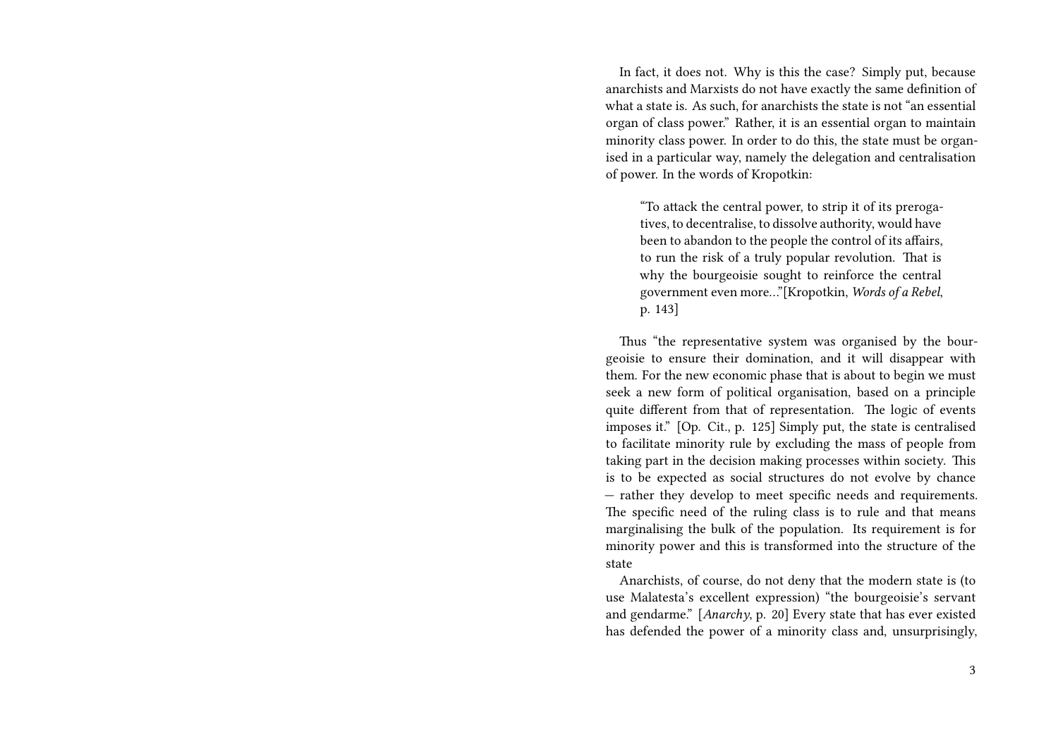In fact, it does not. Why is this the case? Simply put, because anarchists and Marxists do not have exactly the same definition of what a state is. As such, for anarchists the state is not "an essential organ of class power." Rather, it is an essential organ to maintain minority class power. In order to do this, the state must be organised in a particular way, namely the delegation and centralisation of power. In the words of Kropotkin:

> "To attack the central power, to strip it of its prerogatives, to decentralise, to dissolve authority, would have been to abandon to the people the control of its affairs, to run the risk of a truly popular revolution. That is why the bourgeoisie sought to reinforce the central government even more…"[Kropotkin, *Words of a Rebel*, p. 143]

Thus "the representative system was organised by the bourgeoisie to ensure their domination, and it will disappear with them. For the new economic phase that is about to begin we must seek a new form of political organisation, based on a principle quite different from that of representation. The logic of events imposes it." [Op. Cit., p. 125] Simply put, the state is centralised to facilitate minority rule by excluding the mass of people from taking part in the decision making processes within society. This is to be expected as social structures do not evolve by chance — rather they develop to meet specific needs and requirements. The specific need of the ruling class is to rule and that means marginalising the bulk of the population. Its requirement is for minority power and this is transformed into the structure of the state

Anarchists, of course, do not deny that the modern state is (to use Malatesta's excellent expression) "the bourgeoisie's servant and gendarme." [*Anarchy*, p. 20] Every state that has ever existed has defended the power of a minority class and, unsurprisingly,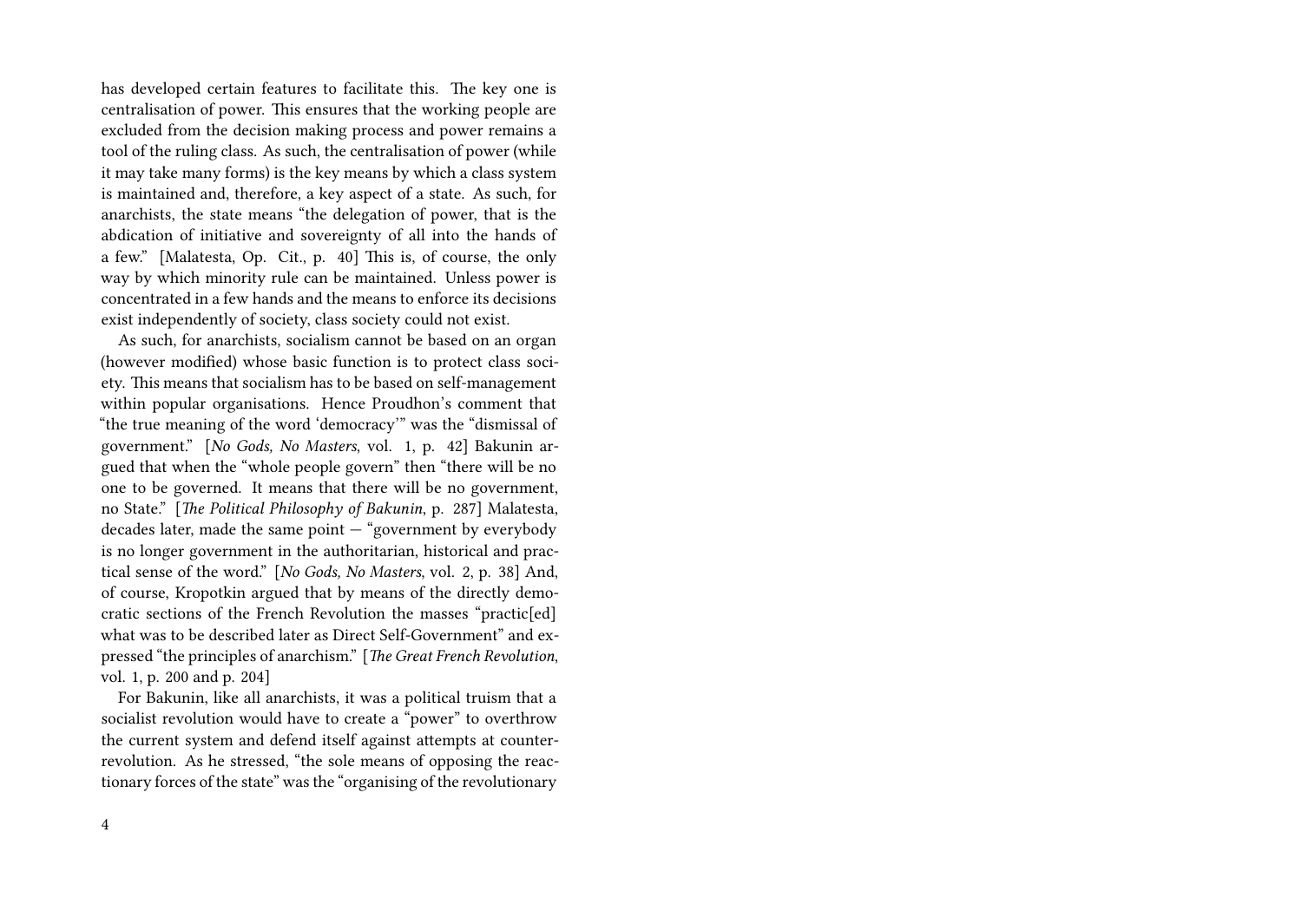has developed certain features to facilitate this. The key one is centralisation of power. This ensures that the working people are excluded from the decision making process and power remains a tool of the ruling class. As such, the centralisation of power (while it may take many forms) is the key means by which a class system is maintained and, therefore, a key aspect of a state. As such, for anarchists, the state means "the delegation of power, that is the abdication of initiative and sovereignty of all into the hands of a few." [Malatesta, Op. Cit., p. 40] This is, of course, the only way by which minority rule can be maintained. Unless power is concentrated in a few hands and the means to enforce its decisions exist independently of society, class society could not exist.

As such, for anarchists, socialism cannot be based on an organ (however modified) whose basic function is to protect class society. This means that socialism has to be based on self-management within popular organisations. Hence Proudhon's comment that "the true meaning of the word 'democracy'" was the "dismissal of government." [*No Gods, No Masters*, vol. 1, p. 42] Bakunin argued that when the "whole people govern" then "there will be no one to be governed. It means that there will be no government, no State." [*The Political Philosophy of Bakunin*, p. 287] Malatesta, decades later, made the same point — "government by everybody is no longer government in the authoritarian, historical and practical sense of the word." [*No Gods, No Masters*, vol. 2, p. 38] And, of course, Kropotkin argued that by means of the directly democratic sections of the French Revolution the masses "practic[ed] what was to be described later as Direct Self-Government" and expressed "the principles of anarchism." [*The Great French Revolution*, vol. 1, p. 200 and p. 204]

For Bakunin, like all anarchists, it was a political truism that a socialist revolution would have to create a "power" to overthrow the current system and defend itself against attempts at counter-revolution. As he stressed, "the sole means of opposing the reactionary forces of the state" was the "organising of the revolutionary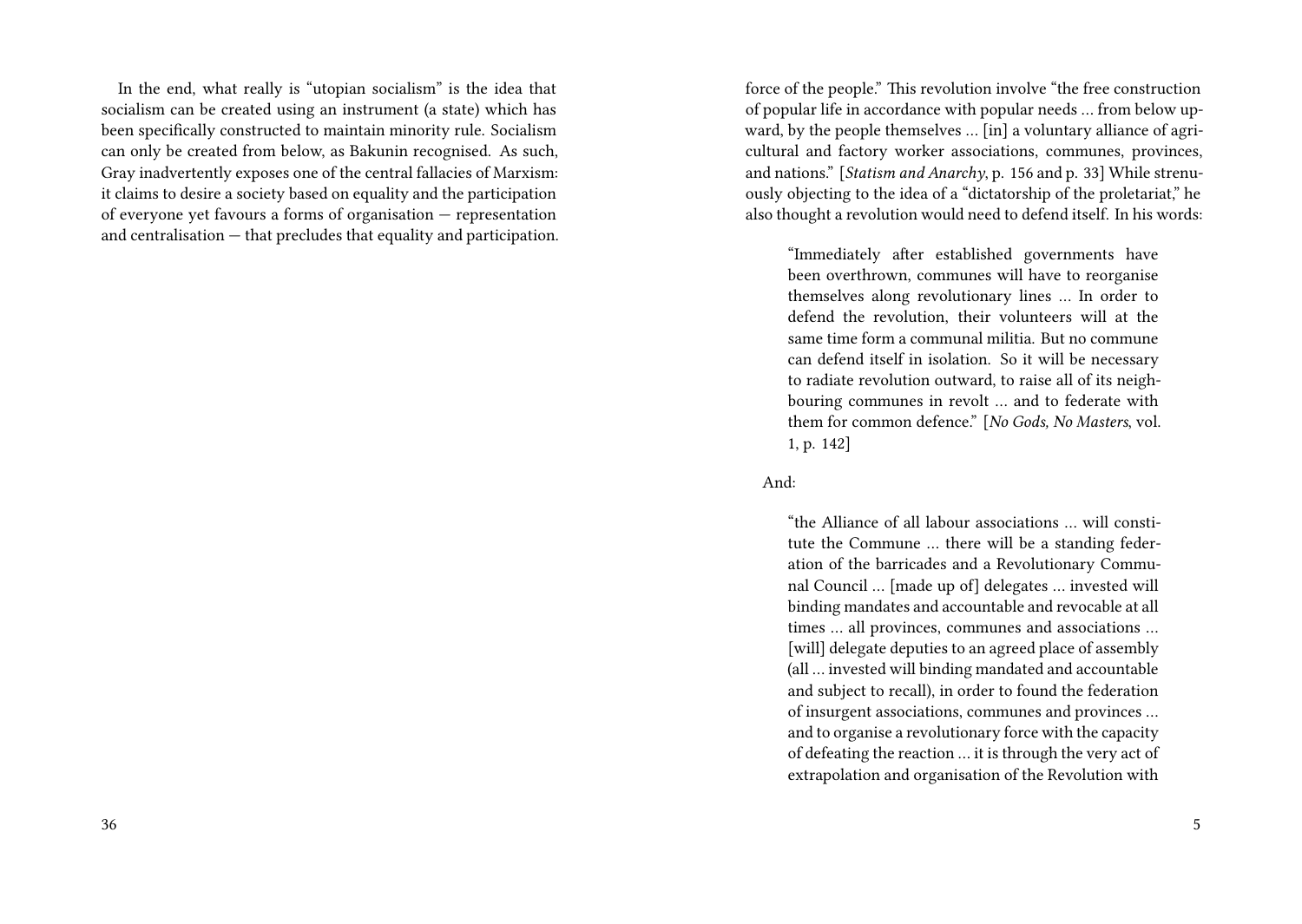In the end, what really is "utopian socialism" is the idea that socialism can be created using an instrument (a state) which has been specifically constructed to maintain minority rule. Socialism can only be created from below, as Bakunin recognised. As such, Gray inadvertently exposes one of the central fallacies of Marxism: it claims to desire a society based on equality and the participation of everyone yet favours a forms of organisation — representation and centralisation — that precludes that equality and participation.

force of the people." This revolution involve "the free construction of popular life in accordance with popular needs … from below upward, by the people themselves … [in] a voluntary alliance of agricultural and factory worker associations, communes, provinces, and nations." [*Statism and Anarchy*, p. 156 and p. 33] While strenuously objecting to the idea of a "dictatorship of the proletariat," he also thought a revolution would need to defend itself. In his words:

> "Immediately after established governments have been overthrown, communes will have to reorganise themselves along revolutionary lines … In order to defend the revolution, their volunteers will at the same time form a communal militia. But no commune can defend itself in isolation. So it will be necessary to radiate revolution outward, to raise all of its neighbouring communes in revolt … and to federate with them for common defence." [*No Gods, No Masters*, vol. 1, p. 142]

And:

> "the Alliance of all labour associations … will constitute the Commune … there will be a standing federation of the barricades and a Revolutionary Communal Council … [made up of] delegates … invested will binding mandates and accountable and revocable at all times … all provinces, communes and associations … [will] delegate deputies to an agreed place of assembly (all … invested will binding mandated and accountable and subject to recall), in order to found the federation of insurgent associations, communes and provinces … and to organise a revolutionary force with the capacity of defeating the reaction … it is through the very act of extrapolation and organisation of the Revolution with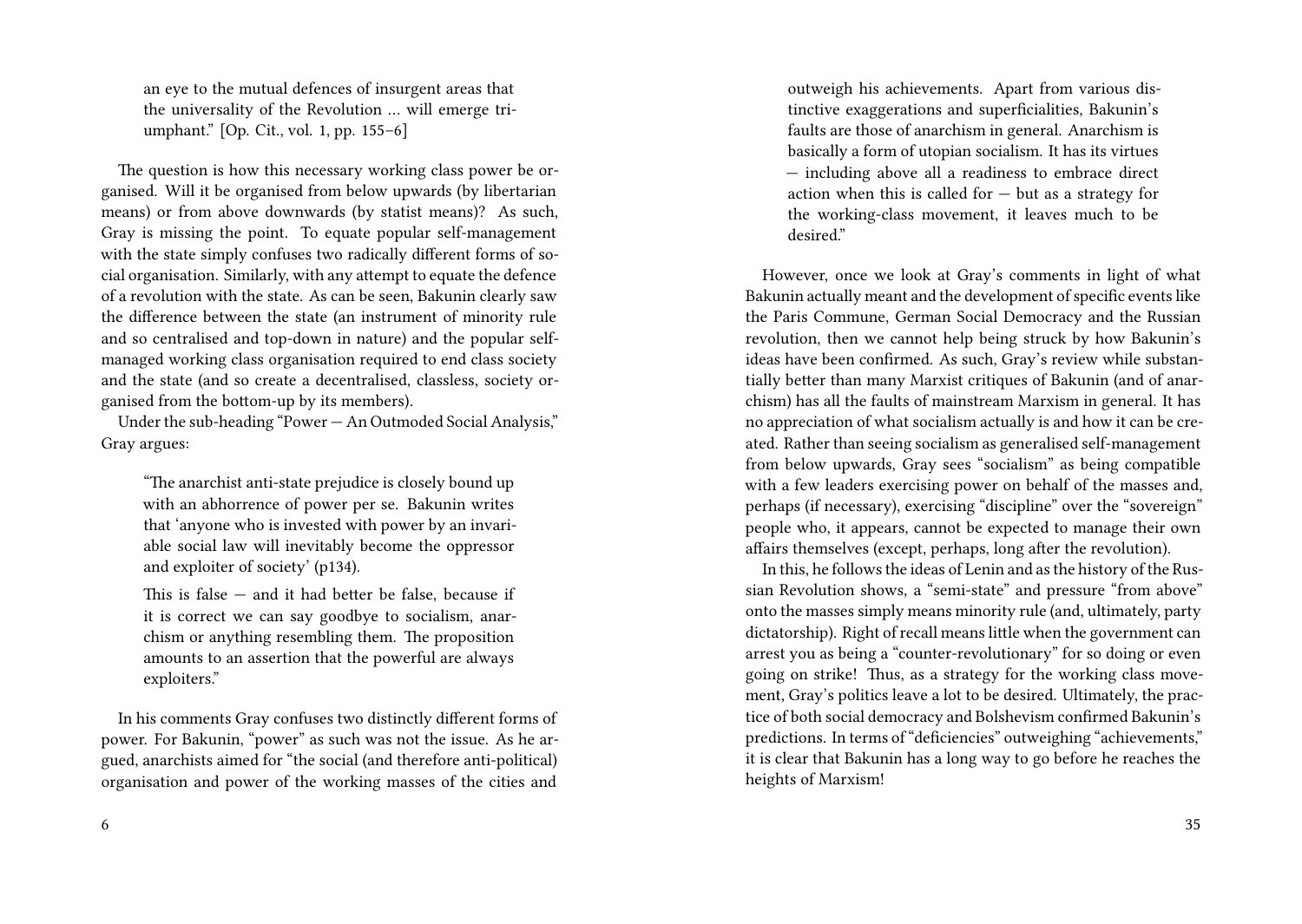an eye to the mutual defences of insurgent areas that the universality of the Revolution … will emerge triumphant." [Op. Cit., vol. 1, pp. 155–6]

The question is how this necessary working class power be organised. Will it be organised from below upwards (by libertarian means) or from above downwards (by statist means)? As such, Gray is missing the point. To equate popular self-management with the state simply confuses two radically different forms of social organisation. Similarly, with any attempt to equate the defence of a revolution with the state. As can be seen, Bakunin clearly saw the difference between the state (an instrument of minority rule and so centralised and top-down in nature) and the popular self-managed working class organisation required to end class society and the state (and so create a decentralised, classless, society organised from the bottom-up by its members).

Under the sub-heading "Power — An Outmoded Social Analysis," Gray argues:

> "The anarchist anti-state prejudice is closely bound up with an abhorrence of power per se. Bakunin writes that 'anyone who is invested with power by an invariable social law will inevitably become the oppressor and exploiter of society' (p134).
>
> This is false — and it had better be false, because if it is correct we can say goodbye to socialism, anarchism or anything resembling them. The proposition amounts to an assertion that the powerful are always exploiters."

In his comments Gray confuses two distinctly different forms of power. For Bakunin, "power" as such was not the issue. As he argued, anarchists aimed for "the social (and therefore anti-political) organisation and power of the working masses of the cities and

> outweigh his achievements. Apart from various distinctive exaggerations and superficialities, Bakunin's faults are those of anarchism in general. Anarchism is basically a form of utopian socialism. It has its virtues — including above all a readiness to embrace direct action when this is called for — but as a strategy for the working-class movement, it leaves much to be desired."

However, once we look at Gray's comments in light of what Bakunin actually meant and the development of specific events like the Paris Commune, German Social Democracy and the Russian revolution, then we cannot help being struck by how Bakunin's ideas have been confirmed. As such, Gray's review while substantially better than many Marxist critiques of Bakunin (and of anarchism) has all the faults of mainstream Marxism in general. It has no appreciation of what socialism actually is and how it can be created. Rather than seeing socialism as generalised self-management from below upwards, Gray sees "socialism" as being compatible with a few leaders exercising power on behalf of the masses and, perhaps (if necessary), exercising "discipline" over the "sovereign" people who, it appears, cannot be expected to manage their own affairs themselves (except, perhaps, long after the revolution).

In this, he follows the ideas of Lenin and as the history of the Russian Revolution shows, a "semi-state" and pressure "from above" onto the masses simply means minority rule (and, ultimately, party dictatorship). Right of recall means little when the government can arrest you as being a "counter-revolutionary" for so doing or even going on strike! Thus, as a strategy for the working class movement, Gray's politics leave a lot to be desired. Ultimately, the practice of both social democracy and Bolshevism confirmed Bakunin's predictions. In terms of "deficiencies" outweighing "achievements," it is clear that Bakunin has a long way to go before he reaches the heights of Marxism!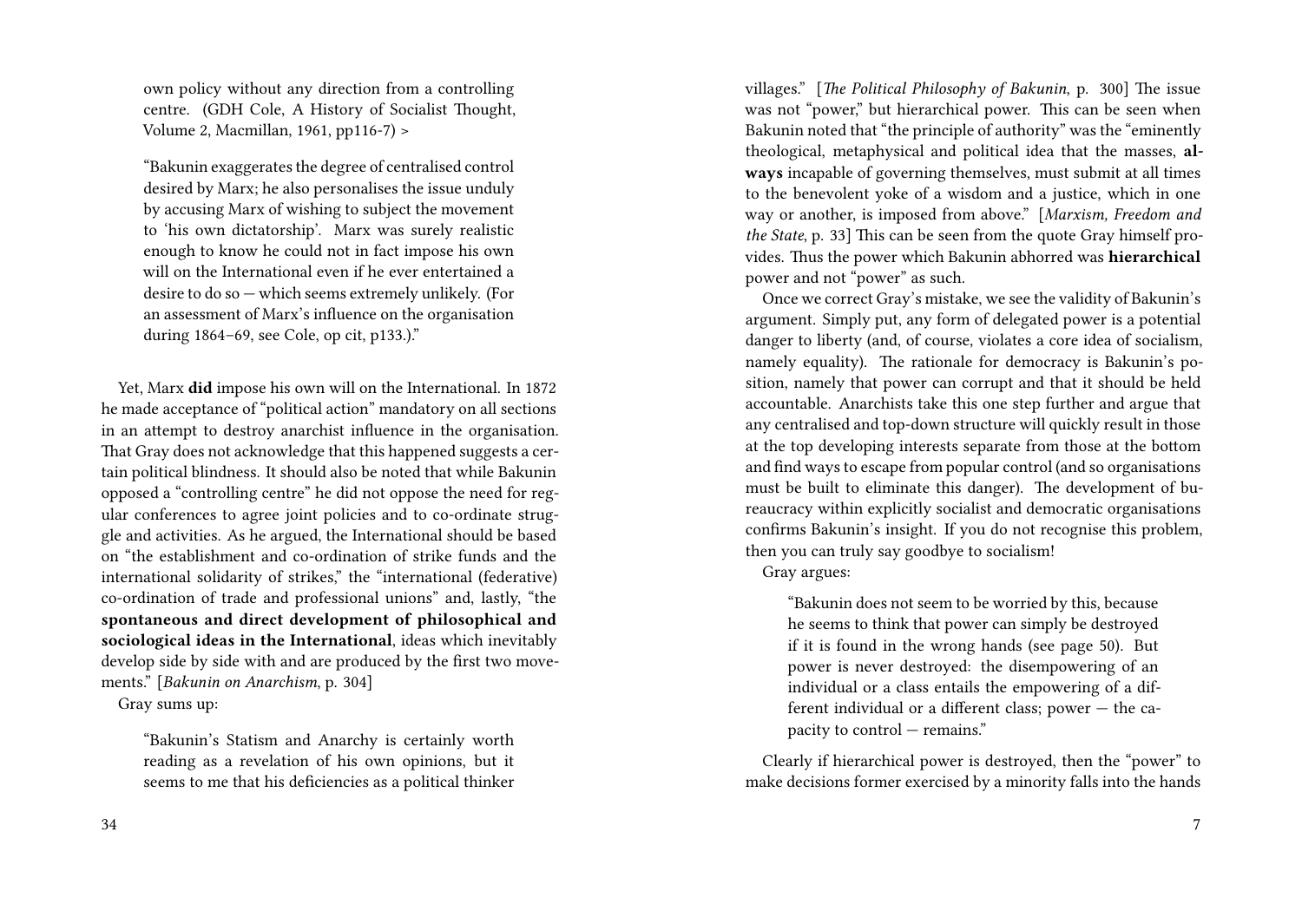own policy without any direction from a controlling centre. (GDH Cole, A History of Socialist Thought, Volume 2, Macmillan, 1961, pp116-7) >

"Bakunin exaggerates the degree of centralised control desired by Marx; he also personalises the issue unduly by accusing Marx of wishing to subject the movement to 'his own dictatorship'. Marx was surely realistic enough to know he could not in fact impose his own will on the International even if he ever entertained a desire to do so — which seems extremely unlikely. (For an assessment of Marx's influence on the organisation during 1864–69, see Cole, op cit, p133.)."

Yet, Marx **did** impose his own will on the International. In 1872 he made acceptance of "political action" mandatory on all sections in an attempt to destroy anarchist influence in the organisation. That Gray does not acknowledge that this happened suggests a certain political blindness. It should also be noted that while Bakunin opposed a "controlling centre" he did not oppose the need for regular conferences to agree joint policies and to co-ordinate struggle and activities. As he argued, the International should be based on "the establishment and co-ordination of strike funds and the international solidarity of strikes," the "international (federative) co-ordination of trade and professional unions" and, lastly, "the **spontaneous and direct development of philosophical and sociological ideas in the International**, ideas which inevitably develop side by side with and are produced by the first two movements." [*Bakunin on Anarchism*, p. 304]

Gray sums up:

"Bakunin's Statism and Anarchy is certainly worth reading as a revelation of his own opinions, but it seems to me that his deficiencies as a political thinker

villages." [*The Political Philosophy of Bakunin*, p. 300] The issue was not "power," but hierarchical power. This can be seen when Bakunin noted that "the principle of authority" was the "eminently theological, metaphysical and political idea that the masses, **always** incapable of governing themselves, must submit at all times to the benevolent yoke of a wisdom and a justice, which in one way or another, is imposed from above." [*Marxism, Freedom and the State*, p. 33] This can be seen from the quote Gray himself provides. Thus the power which Bakunin abhorred was **hierarchical** power and not "power" as such.

Once we correct Gray's mistake, we see the validity of Bakunin's argument. Simply put, any form of delegated power is a potential danger to liberty (and, of course, violates a core idea of socialism, namely equality). The rationale for democracy is Bakunin's position, namely that power can corrupt and that it should be held accountable. Anarchists take this one step further and argue that any centralised and top-down structure will quickly result in those at the top developing interests separate from those at the bottom and find ways to escape from popular control (and so organisations must be built to eliminate this danger). The development of bureaucracy within explicitly socialist and democratic organisations confirms Bakunin's insight. If you do not recognise this problem, then you can truly say goodbye to socialism!

Gray argues:

"Bakunin does not seem to be worried by this, because he seems to think that power can simply be destroyed if it is found in the wrong hands (see page 50). But power is never destroyed: the disempowering of an individual or a class entails the empowering of a different individual or a different class; power — the capacity to control — remains."

Clearly if hierarchical power is destroyed, then the "power" to make decisions former exercised by a minority falls into the hands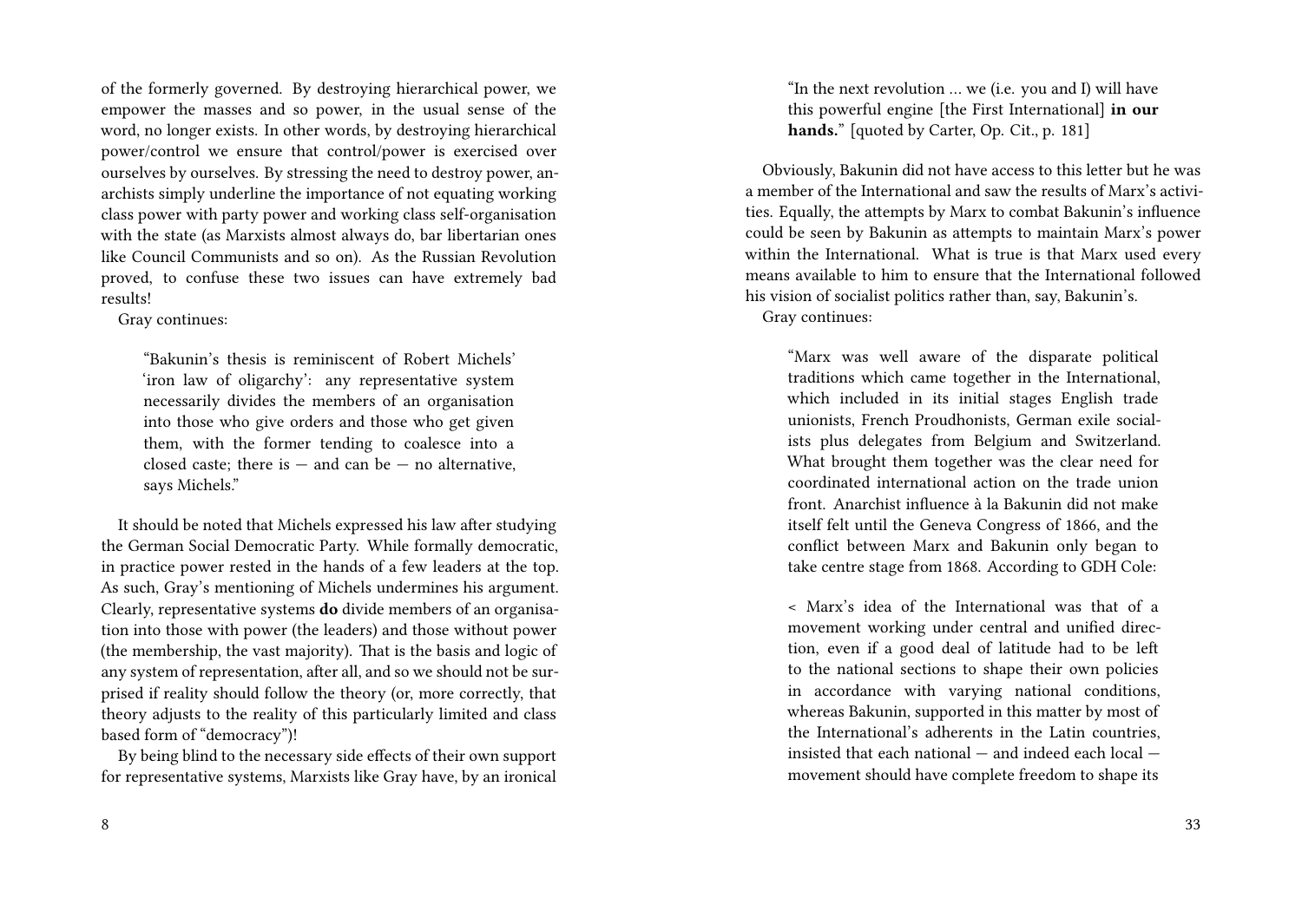of the formerly governed. By destroying hierarchical power, we empower the masses and so power, in the usual sense of the word, no longer exists. In other words, by destroying hierarchical power/control we ensure that control/power is exercised over ourselves by ourselves. By stressing the need to destroy power, anarchists simply underline the importance of not equating working class power with party power and working class self-organisation with the state (as Marxists almost always do, bar libertarian ones like Council Communists and so on). As the Russian Revolution proved, to confuse these two issues can have extremely bad results!

Gray continues:

> "Bakunin's thesis is reminiscent of Robert Michels' 'iron law of oligarchy': any representative system necessarily divides the members of an organisation into those who give orders and those who get given them, with the former tending to coalesce into a closed caste; there is — and can be — no alternative, says Michels."

It should be noted that Michels expressed his law after studying the German Social Democratic Party. While formally democratic, in practice power rested in the hands of a few leaders at the top. As such, Gray's mentioning of Michels undermines his argument. Clearly, representative systems **do** divide members of an organisation into those with power (the leaders) and those without power (the membership, the vast majority). That is the basis and logic of any system of representation, after all, and so we should not be surprised if reality should follow the theory (or, more correctly, that theory adjusts to the reality of this particularly limited and class based form of "democracy")!

By being blind to the necessary side effects of their own support for representative systems, Marxists like Gray have, by an ironical

> "In the next revolution … we (i.e. you and I) will have this powerful engine [the First International] **in our hands.**" [quoted by Carter, Op. Cit., p. 181]

Obviously, Bakunin did not have access to this letter but he was a member of the International and saw the results of Marx's activities. Equally, the attempts by Marx to combat Bakunin's influence could be seen by Bakunin as attempts to maintain Marx's power within the International. What is true is that Marx used every means available to him to ensure that the International followed his vision of socialist politics rather than, say, Bakunin's.

Gray continues:

> "Marx was well aware of the disparate political traditions which came together in the International, which included in its initial stages English trade unionists, French Proudhonists, German exile socialists plus delegates from Belgium and Switzerland. What brought them together was the clear need for coordinated international action on the trade union front. Anarchist influence à la Bakunin did not make itself felt until the Geneva Congress of 1866, and the conflict between Marx and Bakunin only began to take centre stage from 1868. According to GDH Cole:
>
> < Marx's idea of the International was that of a movement working under central and unified direction, even if a good deal of latitude had to be left to the national sections to shape their own policies in accordance with varying national conditions, whereas Bakunin, supported in this matter by most of the International's adherents in the Latin countries, insisted that each national — and indeed each local — movement should have complete freedom to shape its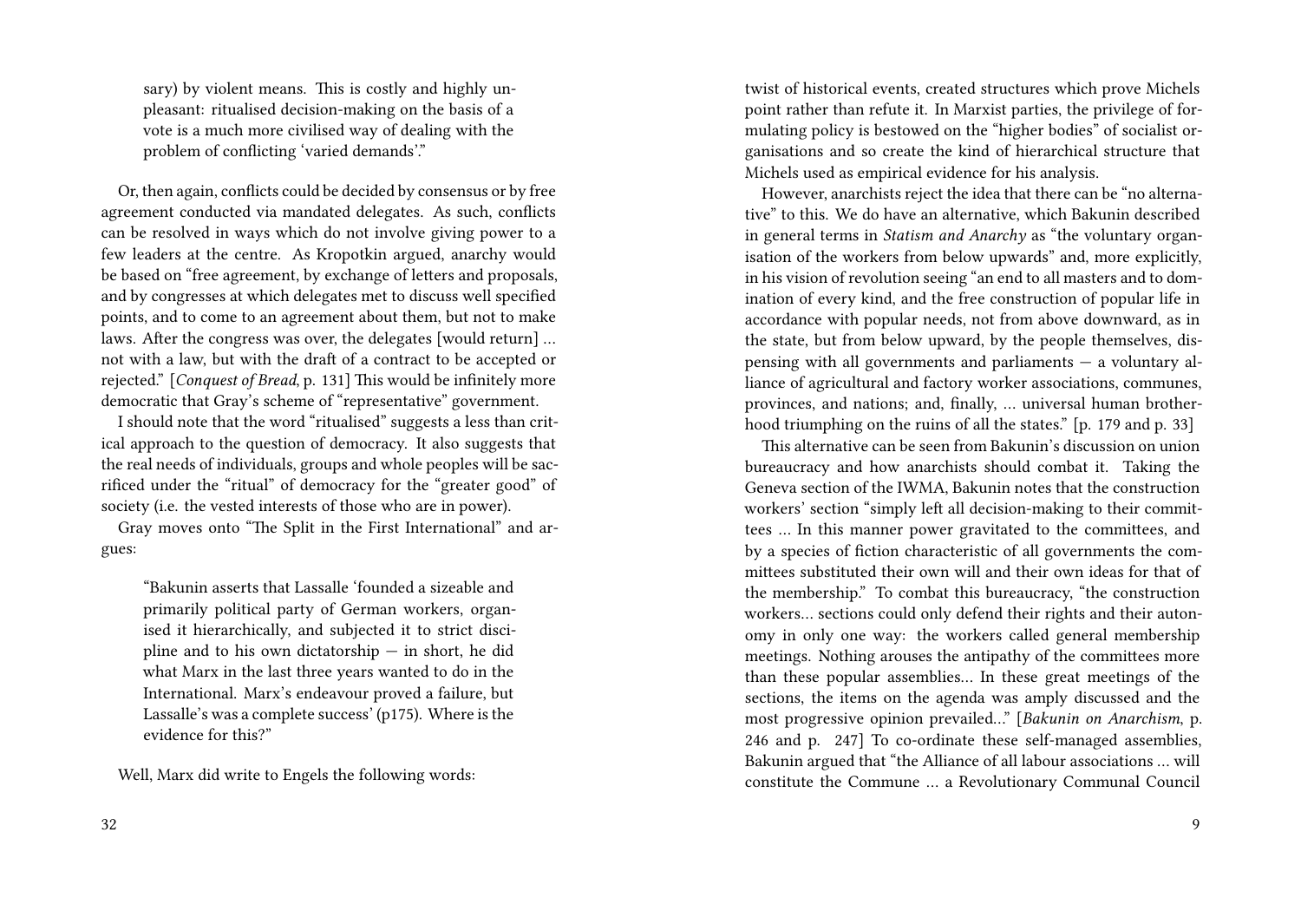sary) by violent means. This is costly and highly unpleasant: ritualised decision-making on the basis of a vote is a much more civilised way of dealing with the problem of conflicting 'varied demands'."

Or, then again, conflicts could be decided by consensus or by free agreement conducted via mandated delegates. As such, conflicts can be resolved in ways which do not involve giving power to a few leaders at the centre. As Kropotkin argued, anarchy would be based on "free agreement, by exchange of letters and proposals, and by congresses at which delegates met to discuss well specified points, and to come to an agreement about them, but not to make laws. After the congress was over, the delegates [would return] … not with a law, but with the draft of a contract to be accepted or rejected." [*Conquest of Bread*, p. 131] This would be infinitely more democratic that Gray's scheme of "representative" government.

I should note that the word "ritualised" suggests a less than critical approach to the question of democracy. It also suggests that the real needs of individuals, groups and whole peoples will be sacrificed under the "ritual" of democracy for the "greater good" of society (i.e. the vested interests of those who are in power).

Gray moves onto "The Split in the First International" and argues:

> "Bakunin asserts that Lassalle 'founded a sizeable and primarily political party of German workers, organised it hierarchically, and subjected it to strict discipline and to his own dictatorship — in short, he did what Marx in the last three years wanted to do in the International. Marx's endeavour proved a failure, but Lassalle's was a complete success' (p175). Where is the evidence for this?"

Well, Marx did write to Engels the following words:

twist of historical events, created structures which prove Michels point rather than refute it. In Marxist parties, the privilege of formulating policy is bestowed on the "higher bodies" of socialist organisations and so create the kind of hierarchical structure that Michels used as empirical evidence for his analysis.

However, anarchists reject the idea that there can be "no alternative" to this. We do have an alternative, which Bakunin described in general terms in *Statism and Anarchy* as "the voluntary organisation of the workers from below upwards" and, more explicitly, in his vision of revolution seeing "an end to all masters and to domination of every kind, and the free construction of popular life in accordance with popular needs, not from above downward, as in the state, but from below upward, by the people themselves, dispensing with all governments and parliaments — a voluntary alliance of agricultural and factory worker associations, communes, provinces, and nations; and, finally, … universal human brotherhood triumphing on the ruins of all the states." [p. 179 and p. 33]

This alternative can be seen from Bakunin's discussion on union bureaucracy and how anarchists should combat it. Taking the Geneva section of the IWMA, Bakunin notes that the construction workers' section "simply left all decision-making to their committees … In this manner power gravitated to the committees, and by a species of fiction characteristic of all governments the committees substituted their own will and their own ideas for that of the membership." To combat this bureaucracy, "the construction workers… sections could only defend their rights and their autonomy in only one way: the workers called general membership meetings. Nothing arouses the antipathy of the committees more than these popular assemblies… In these great meetings of the sections, the items on the agenda was amply discussed and the most progressive opinion prevailed…" [*Bakunin on Anarchism*, p. 246 and p. 247] To co-ordinate these self-managed assemblies, Bakunin argued that "the Alliance of all labour associations … will constitute the Commune … a Revolutionary Communal Council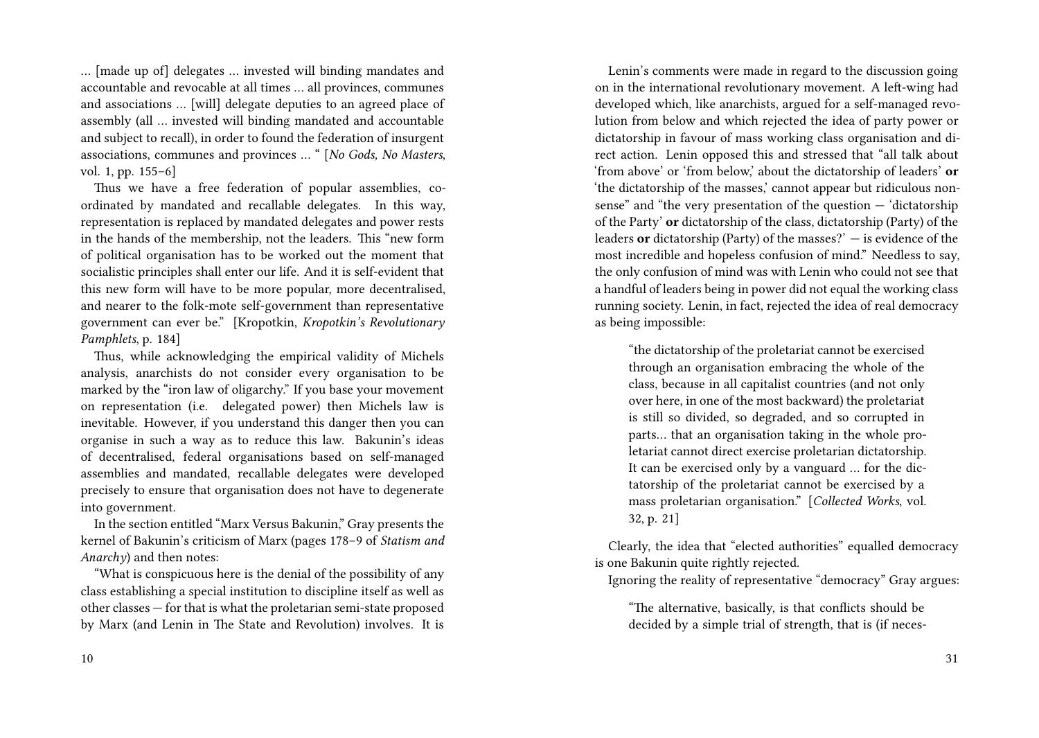… [made up of] delegates … invested will binding mandates and accountable and revocable at all times … all provinces, communes and associations … [will] delegate deputies to an agreed place of assembly (all … invested will binding mandated and accountable and subject to recall), in order to found the federation of insurgent associations, communes and provinces … " [*No Gods, No Masters*, vol. 1, pp. 155–6]

Thus we have a free federation of popular assemblies, co-ordinated by mandated and recallable delegates. In this way, representation is replaced by mandated delegates and power rests in the hands of the membership, not the leaders. This "new form of political organisation has to be worked out the moment that socialistic principles shall enter our life. And it is self-evident that this new form will have to be more popular, more decentralised, and nearer to the folk-mote self-government than representative government can ever be." [Kropotkin, *Kropotkin's Revolutionary Pamphlets*, p. 184]

Thus, while acknowledging the empirical validity of Michels analysis, anarchists do not consider every organisation to be marked by the "iron law of oligarchy." If you base your movement on representation (i.e. delegated power) then Michels law is inevitable. However, if you understand this danger then you can organise in such a way as to reduce this law. Bakunin's ideas of decentralised, federal organisations based on self-managed assemblies and mandated, recallable delegates were developed precisely to ensure that organisation does not have to degenerate into government.

In the section entitled "Marx Versus Bakunin," Gray presents the kernel of Bakunin's criticism of Marx (pages 178–9 of *Statism and Anarchy*) and then notes:

"What is conspicuous here is the denial of the possibility of any class establishing a special institution to discipline itself as well as other classes — for that is what the proletarian semi-state proposed by Marx (and Lenin in The State and Revolution) involves. It is

Lenin's comments were made in regard to the discussion going on in the international revolutionary movement. A left-wing had developed which, like anarchists, argued for a self-managed revolution from below and which rejected the idea of party power or dictatorship in favour of mass working class organisation and direct action. Lenin opposed this and stressed that "all talk about 'from above' or 'from below,' about the dictatorship of leaders' **or** 'the dictatorship of the masses,' cannot appear but ridiculous nonsense" and "the very presentation of the question — 'dictatorship of the Party' **or** dictatorship of the class, dictatorship (Party) of the leaders **or** dictatorship (Party) of the masses?' — is evidence of the most incredible and hopeless confusion of mind." Needless to say, the only confusion of mind was with Lenin who could not see that a handful of leaders being in power did not equal the working class running society. Lenin, in fact, rejected the idea of real democracy as being impossible:

> "the dictatorship of the proletariat cannot be exercised through an organisation embracing the whole of the class, because in all capitalist countries (and not only over here, in one of the most backward) the proletariat is still so divided, so degraded, and so corrupted in parts… that an organisation taking in the whole proletariat cannot direct exercise proletarian dictatorship. It can be exercised only by a vanguard … for the dictatorship of the proletariat cannot be exercised by a mass proletarian organisation." [*Collected Works*, vol. 32, p. 21]

Clearly, the idea that "elected authorities" equalled democracy is one Bakunin quite rightly rejected.

Ignoring the reality of representative "democracy" Gray argues:

> "The alternative, basically, is that conflicts should be decided by a simple trial of strength, that is (if neces-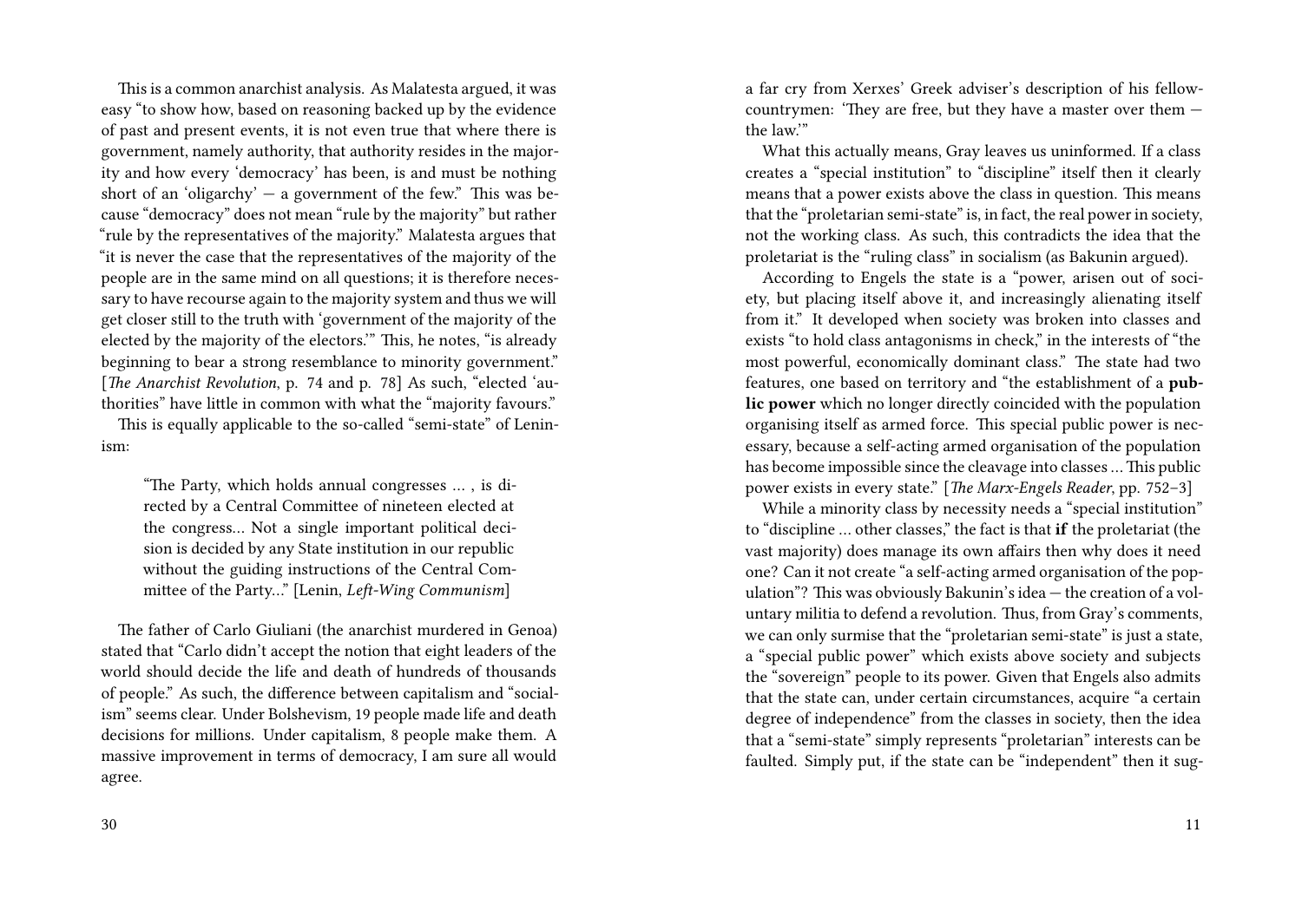This is a common anarchist analysis. As Malatesta argued, it was easy "to show how, based on reasoning backed up by the evidence of past and present events, it is not even true that where there is government, namely authority, that authority resides in the majority and how every 'democracy' has been, is and must be nothing short of an 'oligarchy' — a government of the few." This was because "democracy" does not mean "rule by the majority" but rather "rule by the representatives of the majority." Malatesta argues that "it is never the case that the representatives of the majority of the people are in the same mind on all questions; it is therefore necessary to have recourse again to the majority system and thus we will get closer still to the truth with 'government of the majority of the elected by the majority of the electors.'" This, he notes, "is already beginning to bear a strong resemblance to minority government." [*The Anarchist Revolution*, p. 74 and p. 78] As such, "elected 'authorities" have little in common with what the "majority favours."

This is equally applicable to the so-called "semi-state" of Leninism:

> "The Party, which holds annual congresses … , is directed by a Central Committee of nineteen elected at the congress… Not a single important political decision is decided by any State institution in our republic without the guiding instructions of the Central Committee of the Party…" [Lenin, *Left-Wing Communism*]

The father of Carlo Giuliani (the anarchist murdered in Genoa) stated that "Carlo didn't accept the notion that eight leaders of the world should decide the life and death of hundreds of thousands of people." As such, the difference between capitalism and "socialism" seems clear. Under Bolshevism, 19 people made life and death decisions for millions. Under capitalism, 8 people make them. A massive improvement in terms of democracy, I am sure all would agree.

a far cry from Xerxes' Greek adviser's description of his fellow-countrymen: 'They are free, but they have a master over them — the law.'"

What this actually means, Gray leaves us uninformed. If a class creates a "special institution" to "discipline" itself then it clearly means that a power exists above the class in question. This means that the "proletarian semi-state" is, in fact, the real power in society, not the working class. As such, this contradicts the idea that the proletariat is the "ruling class" in socialism (as Bakunin argued).

According to Engels the state is a "power, arisen out of society, but placing itself above it, and increasingly alienating itself from it." It developed when society was broken into classes and exists "to hold class antagonisms in check," in the interests of "the most powerful, economically dominant class." The state had two features, one based on territory and "the establishment of a **public power** which no longer directly coincided with the population organising itself as armed force. This special public power is necessary, because a self-acting armed organisation of the population has become impossible since the cleavage into classes … This public power exists in every state." [*The Marx-Engels Reader*, pp. 752–3]

While a minority class by necessity needs a "special institution" to "discipline … other classes," the fact is that **if** the proletariat (the vast majority) does manage its own affairs then why does it need one? Can it not create "a self-acting armed organisation of the population"? This was obviously Bakunin's idea — the creation of a voluntary militia to defend a revolution. Thus, from Gray's comments, we can only surmise that the "proletarian semi-state" is just a state, a "special public power" which exists above society and subjects the "sovereign" people to its power. Given that Engels also admits that the state can, under certain circumstances, acquire "a certain degree of independence" from the classes in society, then the idea that a "semi-state" simply represents "proletarian" interests can be faulted. Simply put, if the state can be "independent" then it sug-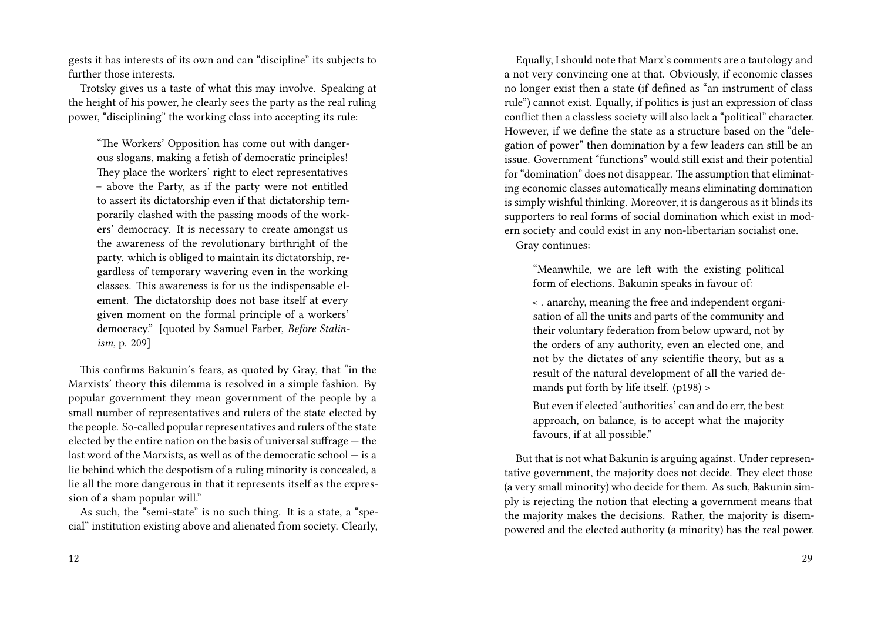gests it has interests of its own and can "discipline" its subjects to further those interests.

Trotsky gives us a taste of what this may involve. Speaking at the height of his power, he clearly sees the party as the real ruling power, "disciplining" the working class into accepting its rule:

> "The Workers' Opposition has come out with dangerous slogans, making a fetish of democratic principles! They place the workers' right to elect representatives – above the Party, as if the party were not entitled to assert its dictatorship even if that dictatorship temporarily clashed with the passing moods of the workers' democracy. It is necessary to create amongst us the awareness of the revolutionary birthright of the party. which is obliged to maintain its dictatorship, regardless of temporary wavering even in the working classes. This awareness is for us the indispensable element. The dictatorship does not base itself at every given moment on the formal principle of a workers' democracy." [quoted by Samuel Farber, *Before Stalinism*, p. 209]

This confirms Bakunin's fears, as quoted by Gray, that "in the Marxists' theory this dilemma is resolved in a simple fashion. By popular government they mean government of the people by a small number of representatives and rulers of the state elected by the people. So-called popular representatives and rulers of the state elected by the entire nation on the basis of universal suffrage — the last word of the Marxists, as well as of the democratic school — is a lie behind which the despotism of a ruling minority is concealed, a lie all the more dangerous in that it represents itself as the expression of a sham popular will."

As such, the "semi-state" is no such thing. It is a state, a "special" institution existing above and alienated from society. Clearly,

Equally, I should note that Marx's comments are a tautology and a not very convincing one at that. Obviously, if economic classes no longer exist then a state (if defined as "an instrument of class rule") cannot exist. Equally, if politics is just an expression of class conflict then a classless society will also lack a "political" character. However, if we define the state as a structure based on the "delegation of power" then domination by a few leaders can still be an issue. Government "functions" would still exist and their potential for "domination" does not disappear. The assumption that eliminating economic classes automatically means eliminating domination is simply wishful thinking. Moreover, it is dangerous as it blinds its supporters to real forms of social domination which exist in modern society and could exist in any non-libertarian socialist one.

Gray continues:

> "Meanwhile, we are left with the existing political form of elections. Bakunin speaks in favour of:
>
> < . anarchy, meaning the free and independent organisation of all the units and parts of the community and their voluntary federation from below upward, not by the orders of any authority, even an elected one, and not by the dictates of any scientific theory, but as a result of the natural development of all the varied demands put forth by life itself. (p198) >
>
> But even if elected 'authorities' can and do err, the best approach, on balance, is to accept what the majority favours, if at all possible."

But that is not what Bakunin is arguing against. Under representative government, the majority does not decide. They elect those (a very small minority) who decide for them. As such, Bakunin simply is rejecting the notion that electing a government means that the majority makes the decisions. Rather, the majority is disempowered and the elected authority (a minority) has the real power.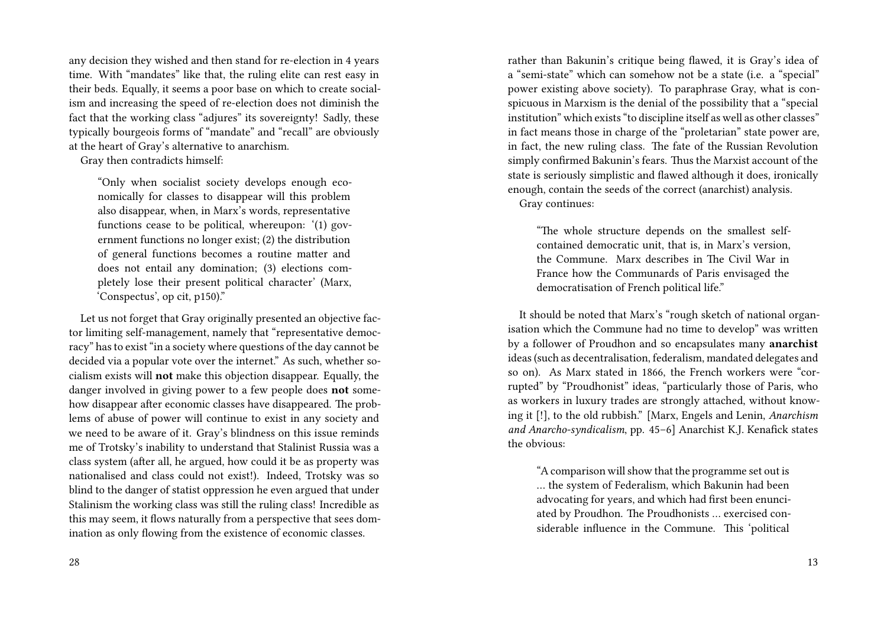any decision they wished and then stand for re-election in 4 years time. With "mandates" like that, the ruling elite can rest easy in their beds. Equally, it seems a poor base on which to create socialism and increasing the speed of re-election does not diminish the fact that the working class "adjures" its sovereignty! Sadly, these typically bourgeois forms of "mandate" and "recall" are obviously at the heart of Gray's alternative to anarchism.

Gray then contradicts himself:

> "Only when socialist society develops enough economically for classes to disappear will this problem also disappear, when, in Marx's words, representative functions cease to be political, whereupon: '(1) government functions no longer exist; (2) the distribution of general functions becomes a routine matter and does not entail any domination; (3) elections completely lose their present political character' (Marx, 'Conspectus', op cit, p150)."

Let us not forget that Gray originally presented an objective factor limiting self-management, namely that "representative democracy" has to exist "in a society where questions of the day cannot be decided via a popular vote over the internet." As such, whether socialism exists will **not** make this objection disappear. Equally, the danger involved in giving power to a few people does **not** somehow disappear after economic classes have disappeared. The problems of abuse of power will continue to exist in any society and we need to be aware of it. Gray's blindness on this issue reminds me of Trotsky's inability to understand that Stalinist Russia was a class system (after all, he argued, how could it be as property was nationalised and class could not exist!). Indeed, Trotsky was so blind to the danger of statist oppression he even argued that under Stalinism the working class was still the ruling class! Incredible as this may seem, it flows naturally from a perspective that sees domination as only flowing from the existence of economic classes.

rather than Bakunin's critique being flawed, it is Gray's idea of a "semi-state" which can somehow not be a state (i.e. a "special" power existing above society). To paraphrase Gray, what is conspicuous in Marxism is the denial of the possibility that a "special institution" which exists "to discipline itself as well as other classes" in fact means those in charge of the "proletarian" state power are, in fact, the new ruling class. The fate of the Russian Revolution simply confirmed Bakunin's fears. Thus the Marxist account of the state is seriously simplistic and flawed although it does, ironically enough, contain the seeds of the correct (anarchist) analysis.

Gray continues:

> "The whole structure depends on the smallest self-contained democratic unit, that is, in Marx's version, the Commune. Marx describes in The Civil War in France how the Communards of Paris envisaged the democratisation of French political life."

It should be noted that Marx's "rough sketch of national organisation which the Commune had no time to develop" was written by a follower of Proudhon and so encapsulates many **anarchist** ideas (such as decentralisation, federalism, mandated delegates and so on). As Marx stated in 1866, the French workers were "corrupted" by "Proudhonist" ideas, "particularly those of Paris, who as workers in luxury trades are strongly attached, without knowing it [!], to the old rubbish." [Marx, Engels and Lenin, *Anarchism and Anarcho-syndicalism*, pp. 45–6] Anarchist K.J. Kenafick states the obvious:

> "A comparison will show that the programme set out is … the system of Federalism, which Bakunin had been advocating for years, and which had first been enunciated by Proudhon. The Proudhonists … exercised considerable influence in the Commune. This 'political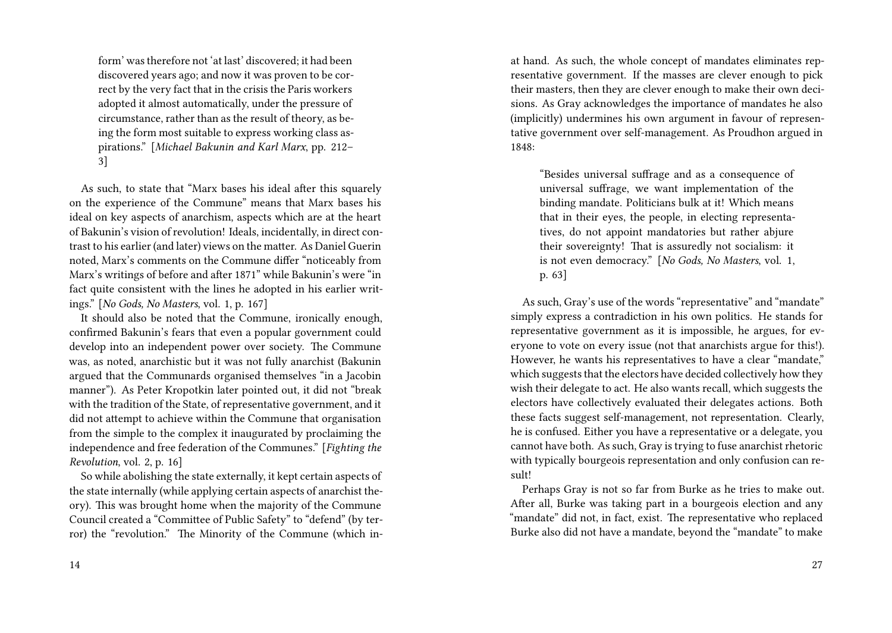form' was therefore not 'at last' discovered; it had been discovered years ago; and now it was proven to be correct by the very fact that in the crisis the Paris workers adopted it almost automatically, under the pressure of circumstance, rather than as the result of theory, as being the form most suitable to express working class aspirations." [*Michael Bakunin and Karl Marx*, pp. 212–3]

As such, to state that "Marx bases his ideal after this squarely on the experience of the Commune" means that Marx bases his ideal on key aspects of anarchism, aspects which are at the heart of Bakunin's vision of revolution! Ideals, incidentally, in direct contrast to his earlier (and later) views on the matter. As Daniel Guerin noted, Marx's comments on the Commune differ "noticeably from Marx's writings of before and after 1871" while Bakunin's were "in fact quite consistent with the lines he adopted in his earlier writings." [*No Gods, No Masters*, vol. 1, p. 167]

It should also be noted that the Commune, ironically enough, confirmed Bakunin's fears that even a popular government could develop into an independent power over society. The Commune was, as noted, anarchistic but it was not fully anarchist (Bakunin argued that the Communards organised themselves "in a Jacobin manner"). As Peter Kropotkin later pointed out, it did not "break with the tradition of the State, of representative government, and it did not attempt to achieve within the Commune that organisation from the simple to the complex it inaugurated by proclaiming the independence and free federation of the Communes." [*Fighting the Revolution*, vol. 2, p. 16]

So while abolishing the state externally, it kept certain aspects of the state internally (while applying certain aspects of anarchist theory). This was brought home when the majority of the Commune Council created a "Committee of Public Safety" to "defend" (by terror) the "revolution." The Minority of the Commune (which in-

at hand. As such, the whole concept of mandates eliminates representative government. If the masses are clever enough to pick their masters, then they are clever enough to make their own decisions. As Gray acknowledges the importance of mandates he also (implicitly) undermines his own argument in favour of representative government over self-management. As Proudhon argued in 1848:

> "Besides universal suffrage and as a consequence of universal suffrage, we want implementation of the binding mandate. Politicians bulk at it! Which means that in their eyes, the people, in electing representatives, do not appoint mandatories but rather abjure their sovereignty! That is assuredly not socialism: it is not even democracy." [*No Gods, No Masters*, vol. 1, p. 63]

As such, Gray's use of the words "representative" and "mandate" simply express a contradiction in his own politics. He stands for representative government as it is impossible, he argues, for everyone to vote on every issue (not that anarchists argue for this!). However, he wants his representatives to have a clear "mandate," which suggests that the electors have decided collectively how they wish their delegate to act. He also wants recall, which suggests the electors have collectively evaluated their delegates actions. Both these facts suggest self-management, not representation. Clearly, he is confused. Either you have a representative or a delegate, you cannot have both. As such, Gray is trying to fuse anarchist rhetoric with typically bourgeois representation and only confusion can result!

Perhaps Gray is not so far from Burke as he tries to make out. After all, Burke was taking part in a bourgeois election and any "mandate" did not, in fact, exist. The representative who replaced Burke also did not have a mandate, beyond the "mandate" to make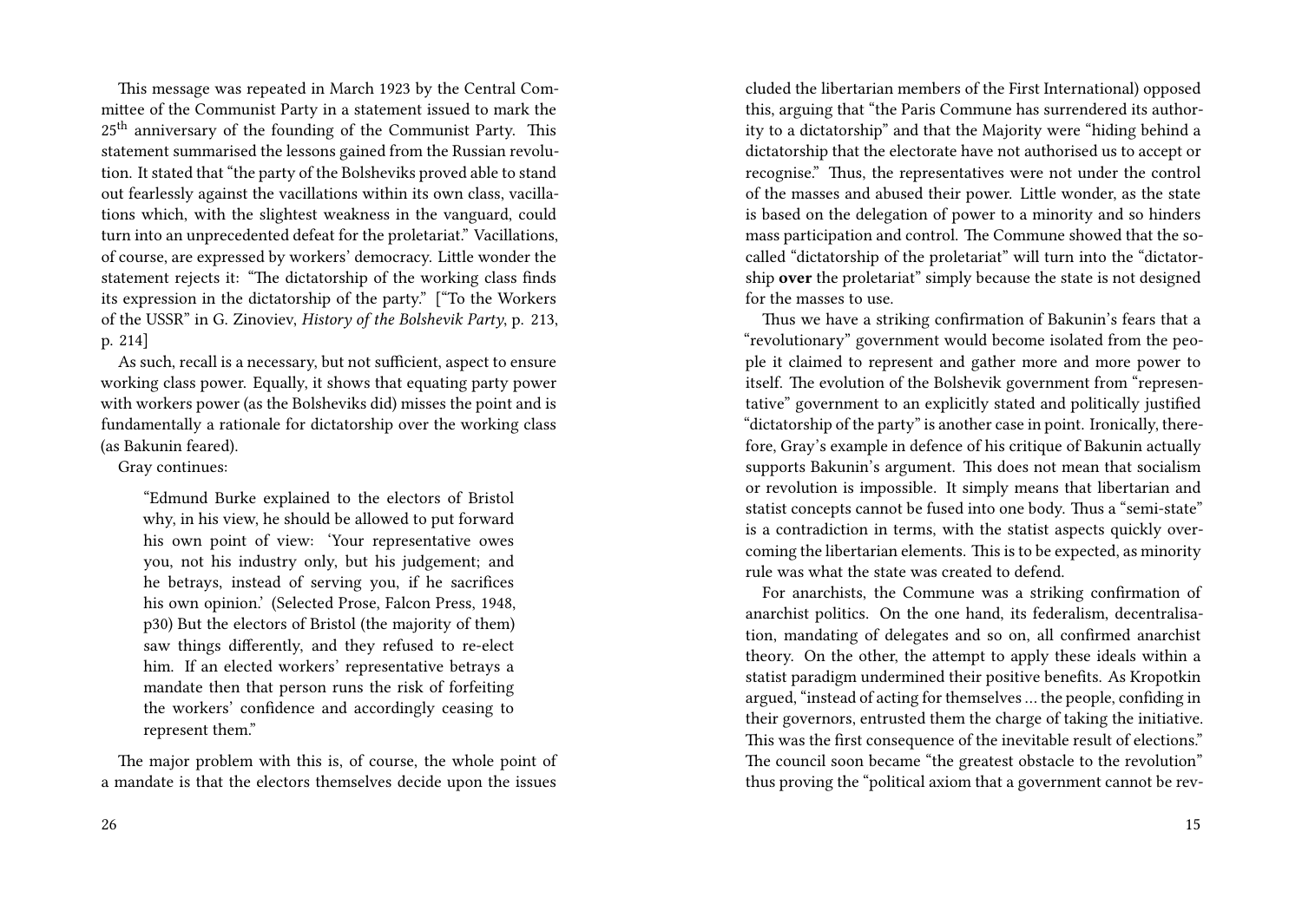This message was repeated in March 1923 by the Central Committee of the Communist Party in a statement issued to mark the 25th anniversary of the founding of the Communist Party. This statement summarised the lessons gained from the Russian revolution. It stated that "the party of the Bolsheviks proved able to stand out fearlessly against the vacillations within its own class, vacillations which, with the slightest weakness in the vanguard, could turn into an unprecedented defeat for the proletariat." Vacillations, of course, are expressed by workers' democracy. Little wonder the statement rejects it: "The dictatorship of the working class finds its expression in the dictatorship of the party." ["To the Workers of the USSR" in G. Zinoviev, *History of the Bolshevik Party*, p. 213, p. 214]

As such, recall is a necessary, but not sufficient, aspect to ensure working class power. Equally, it shows that equating party power with workers power (as the Bolsheviks did) misses the point and is fundamentally a rationale for dictatorship over the working class (as Bakunin feared).

Gray continues:

> "Edmund Burke explained to the electors of Bristol why, in his view, he should be allowed to put forward his own point of view: 'Your representative owes you, not his industry only, but his judgement; and he betrays, instead of serving you, if he sacrifices his own opinion.' (Selected Prose, Falcon Press, 1948, p30) But the electors of Bristol (the majority of them) saw things differently, and they refused to re-elect him. If an elected workers' representative betrays a mandate then that person runs the risk of forfeiting the workers' confidence and accordingly ceasing to represent them."

The major problem with this is, of course, the whole point of a mandate is that the electors themselves decide upon the issues

cluded the libertarian members of the First International) opposed this, arguing that "the Paris Commune has surrendered its authority to a dictatorship" and that the Majority were "hiding behind a dictatorship that the electorate have not authorised us to accept or recognise." Thus, the representatives were not under the control of the masses and abused their power. Little wonder, as the state is based on the delegation of power to a minority and so hinders mass participation and control. The Commune showed that the so-called "dictatorship of the proletariat" will turn into the "dictatorship **over** the proletariat" simply because the state is not designed for the masses to use.

Thus we have a striking confirmation of Bakunin's fears that a "revolutionary" government would become isolated from the people it claimed to represent and gather more and more power to itself. The evolution of the Bolshevik government from "representative" government to an explicitly stated and politically justified "dictatorship of the party" is another case in point. Ironically, therefore, Gray's example in defence of his critique of Bakunin actually supports Bakunin's argument. This does not mean that socialism or revolution is impossible. It simply means that libertarian and statist concepts cannot be fused into one body. Thus a "semi-state" is a contradiction in terms, with the statist aspects quickly overcoming the libertarian elements. This is to be expected, as minority rule was what the state was created to defend.

For anarchists, the Commune was a striking confirmation of anarchist politics. On the one hand, its federalism, decentralisation, mandating of delegates and so on, all confirmed anarchist theory. On the other, the attempt to apply these ideals within a statist paradigm undermined their positive benefits. As Kropotkin argued, "instead of acting for themselves … the people, confiding in their governors, entrusted them the charge of taking the initiative. This was the first consequence of the inevitable result of elections." The council soon became "the greatest obstacle to the revolution" thus proving the "political axiom that a government cannot be rev-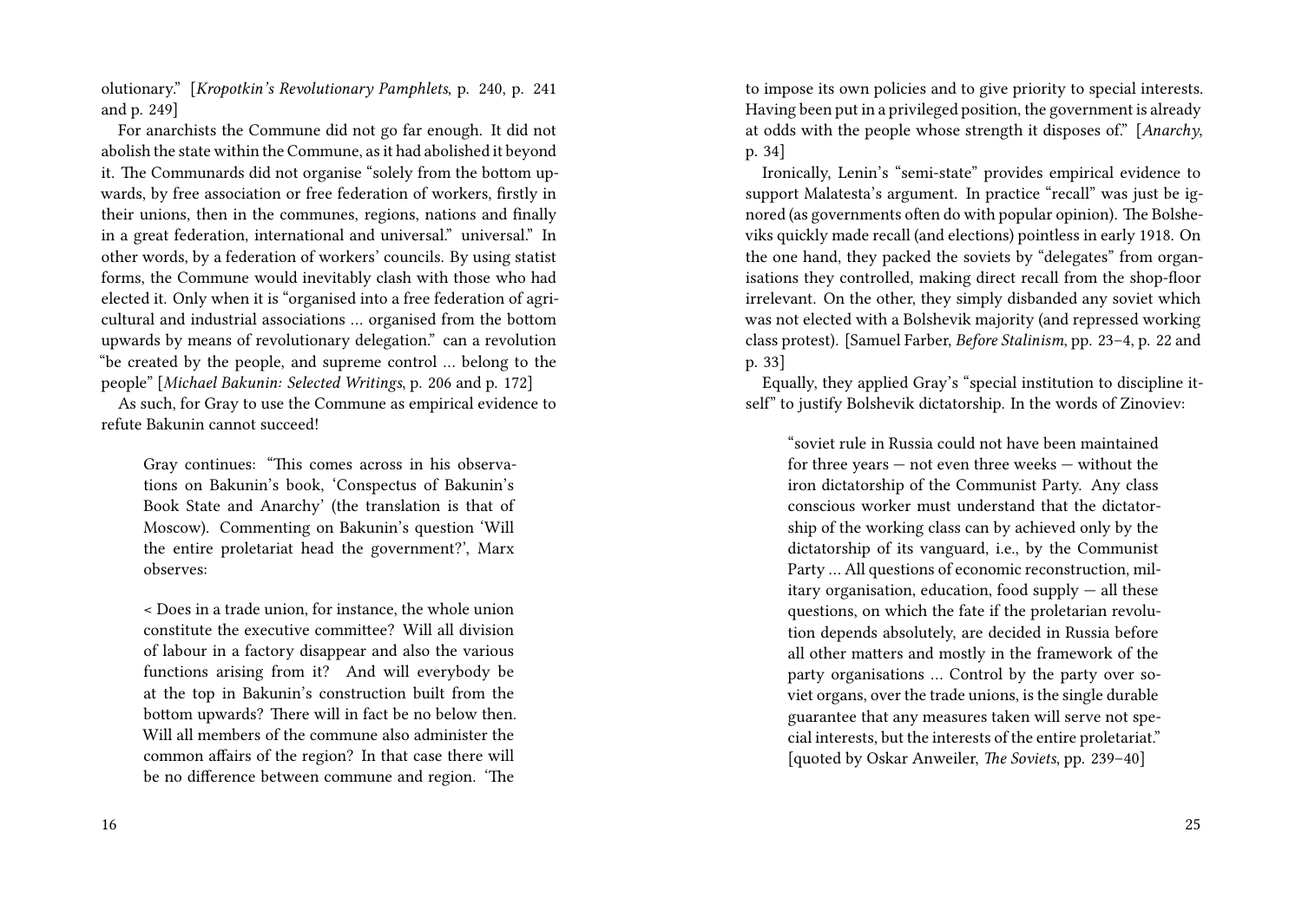olutionary." [*Kropotkin's Revolutionary Pamphlets*, p. 240, p. 241 and p. 249]

For anarchists the Commune did not go far enough. It did not abolish the state within the Commune, as it had abolished it beyond it. The Communards did not organise "solely from the bottom upwards, by free association or free federation of workers, firstly in their unions, then in the communes, regions, nations and finally in a great federation, international and universal." universal." In other words, by a federation of workers' councils. By using statist forms, the Commune would inevitably clash with those who had elected it. Only when it is "organised into a free federation of agricultural and industrial associations … organised from the bottom upwards by means of revolutionary delegation." can a revolution "be created by the people, and supreme control … belong to the people" [*Michael Bakunin: Selected Writings*, p. 206 and p. 172]

As such, for Gray to use the Commune as empirical evidence to refute Bakunin cannot succeed!

> Gray continues: "This comes across in his observations on Bakunin's book, 'Conspectus of Bakunin's Book State and Anarchy' (the translation is that of Moscow). Commenting on Bakunin's question 'Will the entire proletariat head the government?', Marx observes:
>
> < Does in a trade union, for instance, the whole union constitute the executive committee? Will all division of labour in a factory disappear and also the various functions arising from it? And will everybody be at the top in Bakunin's construction built from the bottom upwards? There will in fact be no below then. Will all members of the commune also administer the common affairs of the region? In that case there will be no difference between commune and region. 'The

to impose its own policies and to give priority to special interests. Having been put in a privileged position, the government is already at odds with the people whose strength it disposes of." [*Anarchy*, p. 34]

Ironically, Lenin's "semi-state" provides empirical evidence to support Malatesta's argument. In practice "recall" was just be ignored (as governments often do with popular opinion). The Bolsheviks quickly made recall (and elections) pointless in early 1918. On the one hand, they packed the soviets by "delegates" from organisations they controlled, making direct recall from the shop-floor irrelevant. On the other, they simply disbanded any soviet which was not elected with a Bolshevik majority (and repressed working class protest). [Samuel Farber, *Before Stalinism*, pp. 23–4, p. 22 and p. 33]

Equally, they applied Gray's "special institution to discipline itself" to justify Bolshevik dictatorship. In the words of Zinoviev:

> "soviet rule in Russia could not have been maintained for three years — not even three weeks — without the iron dictatorship of the Communist Party. Any class conscious worker must understand that the dictatorship of the working class can by achieved only by the dictatorship of its vanguard, i.e., by the Communist Party … All questions of economic reconstruction, military organisation, education, food supply — all these questions, on which the fate if the proletarian revolution depends absolutely, are decided in Russia before all other matters and mostly in the framework of the party organisations … Control by the party over soviet organs, over the trade unions, is the single durable guarantee that any measures taken will serve not special interests, but the interests of the entire proletariat." [quoted by Oskar Anweiler, *The Soviets*, pp. 239–40]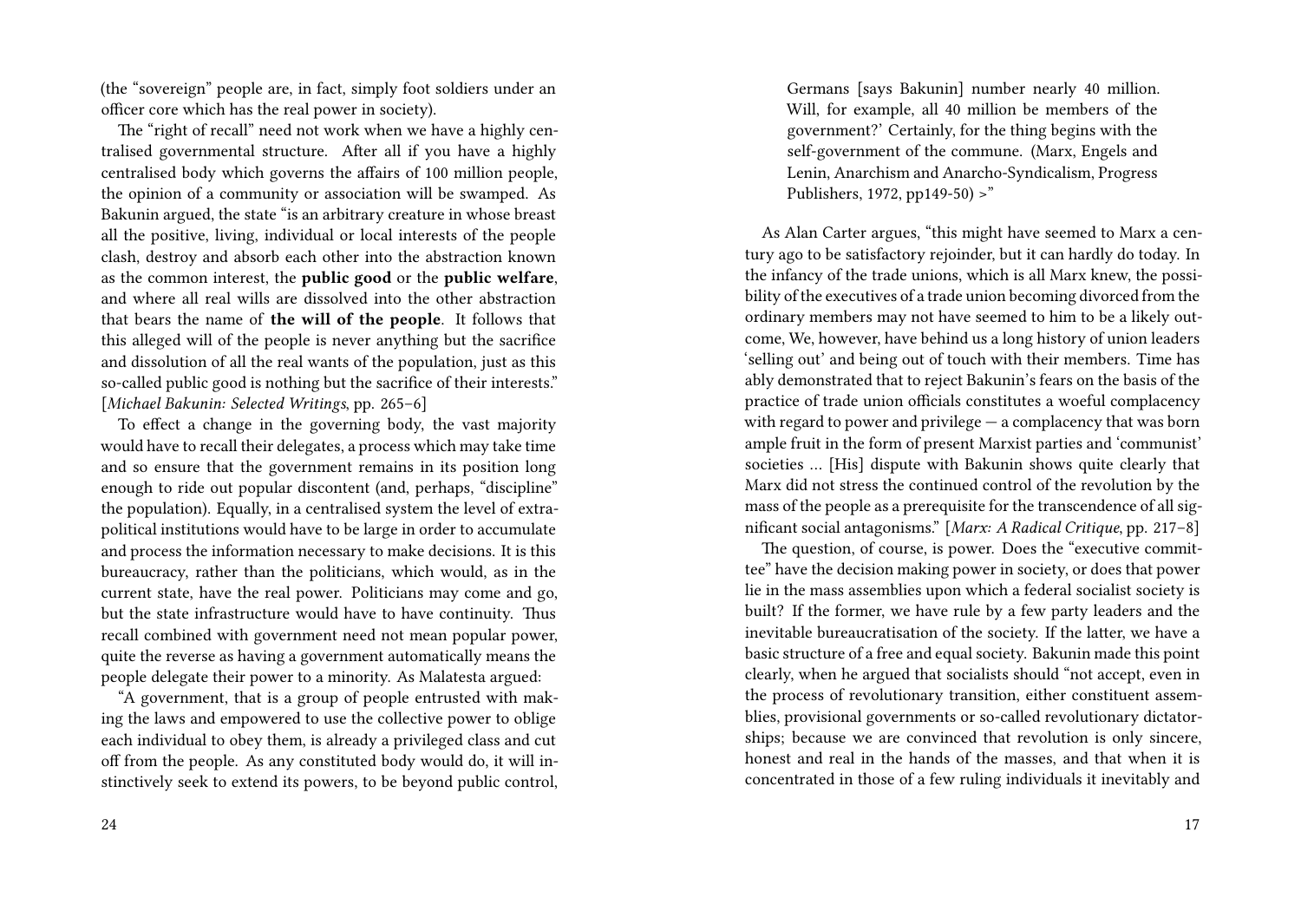(the "sovereign" people are, in fact, simply foot soldiers under an officer core which has the real power in society).

The "right of recall" need not work when we have a highly centralised governmental structure. After all if you have a highly centralised body which governs the affairs of 100 million people, the opinion of a community or association will be swamped. As Bakunin argued, the state "is an arbitrary creature in whose breast all the positive, living, individual or local interests of the people clash, destroy and absorb each other into the abstraction known as the common interest, the **public good** or the **public welfare**, and where all real wills are dissolved into the other abstraction that bears the name of **the will of the people**. It follows that this alleged will of the people is never anything but the sacrifice and dissolution of all the real wants of the population, just as this so-called public good is nothing but the sacrifice of their interests." [*Michael Bakunin: Selected Writings*, pp. 265–6]

To effect a change in the governing body, the vast majority would have to recall their delegates, a process which may take time and so ensure that the government remains in its position long enough to ride out popular discontent (and, perhaps, "discipline" the population). Equally, in a centralised system the level of extra-political institutions would have to be large in order to accumulate and process the information necessary to make decisions. It is this bureaucracy, rather than the politicians, which would, as in the current state, have the real power. Politicians may come and go, but the state infrastructure would have to have continuity. Thus recall combined with government need not mean popular power, quite the reverse as having a government automatically means the people delegate their power to a minority. As Malatesta argued:

"A government, that is a group of people entrusted with making the laws and empowered to use the collective power to oblige each individual to obey them, is already a privileged class and cut off from the people. As any constituted body would do, it will instinctively seek to extend its powers, to be beyond public control,

> Germans [says Bakunin] number nearly 40 million. Will, for example, all 40 million be members of the government?' Certainly, for the thing begins with the self-government of the commune. (Marx, Engels and Lenin, Anarchism and Anarcho-Syndicalism, Progress Publishers, 1972, pp149-50) >"

As Alan Carter argues, "this might have seemed to Marx a century ago to be satisfactory rejoinder, but it can hardly do today. In the infancy of the trade unions, which is all Marx knew, the possibility of the executives of a trade union becoming divorced from the ordinary members may not have seemed to him to be a likely outcome, We, however, have behind us a long history of union leaders 'selling out' and being out of touch with their members. Time has ably demonstrated that to reject Bakunin's fears on the basis of the practice of trade union officials constitutes a woeful complacency with regard to power and privilege — a complacency that was born ample fruit in the form of present Marxist parties and 'communist' societies … [His] dispute with Bakunin shows quite clearly that Marx did not stress the continued control of the revolution by the mass of the people as a prerequisite for the transcendence of all significant social antagonisms." [*Marx: A Radical Critique*, pp. 217–8]

The question, of course, is power. Does the "executive committee" have the decision making power in society, or does that power lie in the mass assemblies upon which a federal socialist society is built? If the former, we have rule by a few party leaders and the inevitable bureaucratisation of the society. If the latter, we have a basic structure of a free and equal society. Bakunin made this point clearly, when he argued that socialists should "not accept, even in the process of revolutionary transition, either constituent assemblies, provisional governments or so-called revolutionary dictatorships; because we are convinced that revolution is only sincere, honest and real in the hands of the masses, and that when it is concentrated in those of a few ruling individuals it inevitably and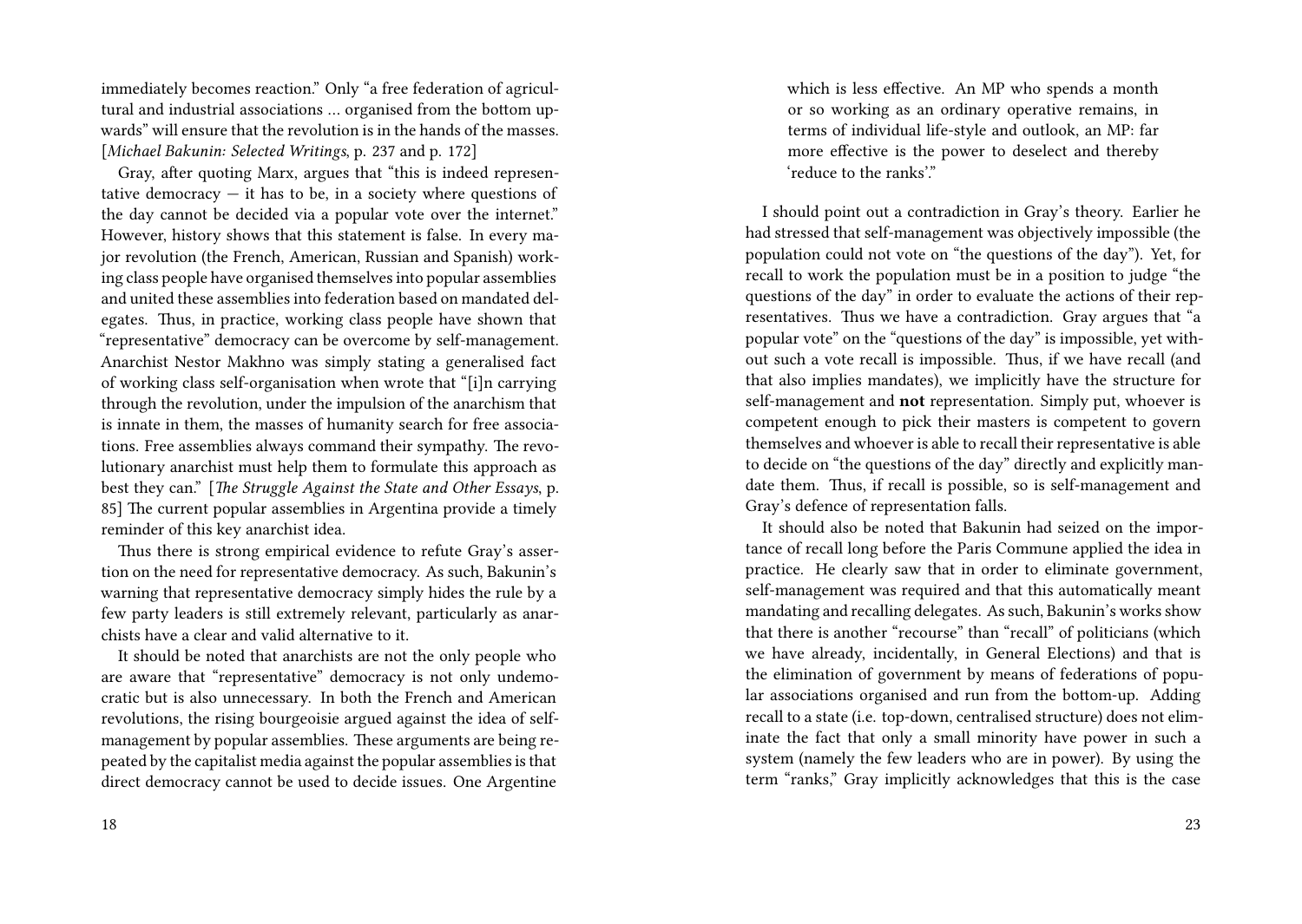immediately becomes reaction." Only "a free federation of agricultural and industrial associations … organised from the bottom upwards" will ensure that the revolution is in the hands of the masses. [*Michael Bakunin: Selected Writings*, p. 237 and p. 172]

Gray, after quoting Marx, argues that "this is indeed representative democracy — it has to be, in a society where questions of the day cannot be decided via a popular vote over the internet." However, history shows that this statement is false. In every major revolution (the French, American, Russian and Spanish) working class people have organised themselves into popular assemblies and united these assemblies into federation based on mandated delegates. Thus, in practice, working class people have shown that "representative" democracy can be overcome by self-management. Anarchist Nestor Makhno was simply stating a generalised fact of working class self-organisation when wrote that "[i]n carrying through the revolution, under the impulsion of the anarchism that is innate in them, the masses of humanity search for free associations. Free assemblies always command their sympathy. The revolutionary anarchist must help them to formulate this approach as best they can." [*The Struggle Against the State and Other Essays*, p. 85] The current popular assemblies in Argentina provide a timely reminder of this key anarchist idea.

Thus there is strong empirical evidence to refute Gray's assertion on the need for representative democracy. As such, Bakunin's warning that representative democracy simply hides the rule by a few party leaders is still extremely relevant, particularly as anarchists have a clear and valid alternative to it.

It should be noted that anarchists are not the only people who are aware that "representative" democracy is not only undemocratic but is also unnecessary. In both the French and American revolutions, the rising bourgeoisie argued against the idea of self-management by popular assemblies. These arguments are being repeated by the capitalist media against the popular assemblies is that direct democracy cannot be used to decide issues. One Argentine

> which is less effective. An MP who spends a month or so working as an ordinary operative remains, in terms of individual life-style and outlook, an MP: far more effective is the power to deselect and thereby 'reduce to the ranks'."

I should point out a contradiction in Gray's theory. Earlier he had stressed that self-management was objectively impossible (the population could not vote on "the questions of the day"). Yet, for recall to work the population must be in a position to judge "the questions of the day" in order to evaluate the actions of their representatives. Thus we have a contradiction. Gray argues that "a popular vote" on the "questions of the day" is impossible, yet without such a vote recall is impossible. Thus, if we have recall (and that also implies mandates), we implicitly have the structure for self-management and **not** representation. Simply put, whoever is competent enough to pick their masters is competent to govern themselves and whoever is able to recall their representative is able to decide on "the questions of the day" directly and explicitly mandate them. Thus, if recall is possible, so is self-management and Gray's defence of representation falls.

It should also be noted that Bakunin had seized on the importance of recall long before the Paris Commune applied the idea in practice. He clearly saw that in order to eliminate government, self-management was required and that this automatically meant mandating and recalling delegates. As such, Bakunin's works show that there is another "recourse" than "recall" of politicians (which we have already, incidentally, in General Elections) and that is the elimination of government by means of federations of popular associations organised and run from the bottom-up. Adding recall to a state (i.e. top-down, centralised structure) does not eliminate the fact that only a small minority have power in such a system (namely the few leaders who are in power). By using the term "ranks," Gray implicitly acknowledges that this is the case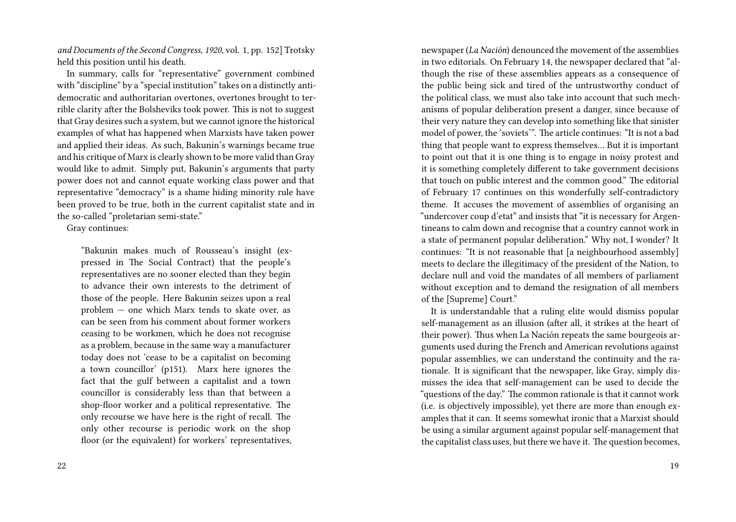*and Documents of the Second Congress, 1920*, vol. 1, pp. 152] Trotsky held this position until his death.

In summary, calls for "representative" government combined with "discipline" by a "special institution" takes on a distinctly anti-democratic and authoritarian overtones, overtones brought to terrible clarity after the Bolsheviks took power. This is not to suggest that Gray desires such a system, but we cannot ignore the historical examples of what has happened when Marxists have taken power and applied their ideas. As such, Bakunin's warnings became true and his critique of Marx is clearly shown to be more valid than Gray would like to admit. Simply put, Bakunin's arguments that party power does not and cannot equate working class power and that representative "democracy" is a shame hiding minority rule have been proved to be true, both in the current capitalist state and in the so-called "proletarian semi-state."

Gray continues:

> "Bakunin makes much of Rousseau's insight (expressed in The Social Contract) that the people's representatives are no sooner elected than they begin to advance their own interests to the detriment of those of the people. Here Bakunin seizes upon a real problem — one which Marx tends to skate over, as can be seen from his comment about former workers ceasing to be workmen, which he does not recognise as a problem, because in the same way a manufacturer today does not 'cease to be a capitalist on becoming a town councillor' (p151). Marx here ignores the fact that the gulf between a capitalist and a town councillor is considerably less than that between a shop-floor worker and a political representative. The only recourse we have here is the right of recall. The only other recourse is periodic work on the shop floor (or the equivalent) for workers' representatives,

newspaper (*La Nación*) denounced the movement of the assemblies in two editorials. On February 14, the newspaper declared that "although the rise of these assemblies appears as a consequence of the public being sick and tired of the untrustworthy conduct of the political class, we must also take into account that such mechanisms of popular deliberation present a danger, since because of their very nature they can develop into something like that sinister model of power, the 'soviets'". The article continues: "It is not a bad thing that people want to express themselves… But it is important to point out that it is one thing is to engage in noisy protest and it is something completely different to take government decisions that touch on public interest and the common good." The editorial of February 17 continues on this wonderfully self-contradictory theme. It accuses the movement of assemblies of organising an "undercover coup d'etat" and insists that "it is necessary for Argentineans to calm down and recognise that a country cannot work in a state of permanent popular deliberation." Why not, I wonder? It continues: "It is not reasonable that [a neighbourhood assembly] meets to declare the illegitimacy of the president of the Nation, to declare null and void the mandates of all members of parliament without exception and to demand the resignation of all members of the [Supreme] Court."

It is understandable that a ruling elite would dismiss popular self-management as an illusion (after all, it strikes at the heart of their power). Thus when La Nación repeats the same bourgeois arguments used during the French and American revolutions against popular assemblies, we can understand the continuity and the rationale. It is significant that the newspaper, like Gray, simply dismisses the idea that self-management can be used to decide the "questions of the day." The common rationale is that it cannot work (i.e. is objectively impossible), yet there are more than enough examples that it can. It seems somewhat ironic that a Marxist should be using a similar argument against popular self-management that the capitalist class uses, but there we have it. The question becomes,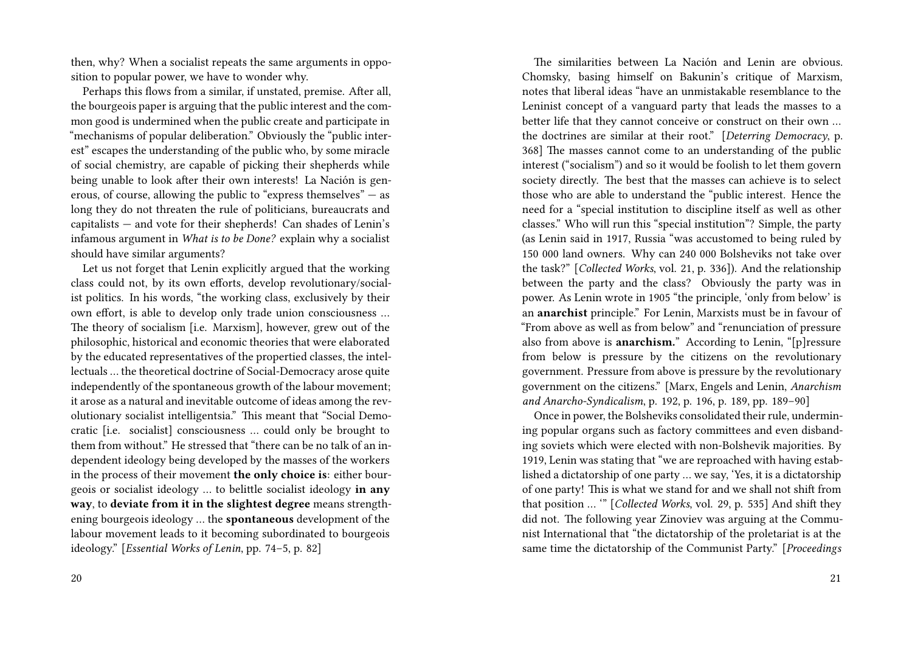then, why? When a socialist repeats the same arguments in opposition to popular power, we have to wonder why.

Perhaps this flows from a similar, if unstated, premise. After all, the bourgeois paper is arguing that the public interest and the common good is undermined when the public create and participate in "mechanisms of popular deliberation." Obviously the "public interest" escapes the understanding of the public who, by some miracle of social chemistry, are capable of picking their shepherds while being unable to look after their own interests! La Nación is generous, of course, allowing the public to "express themselves" — as long they do not threaten the rule of politicians, bureaucrats and capitalists — and vote for their shepherds! Can shades of Lenin's infamous argument in *What is to be Done?* explain why a socialist should have similar arguments?

Let us not forget that Lenin explicitly argued that the working class could not, by its own efforts, develop revolutionary/socialist politics. In his words, "the working class, exclusively by their own effort, is able to develop only trade union consciousness … The theory of socialism [i.e. Marxism], however, grew out of the philosophic, historical and economic theories that were elaborated by the educated representatives of the propertied classes, the intellectuals … the theoretical doctrine of Social-Democracy arose quite independently of the spontaneous growth of the labour movement; it arose as a natural and inevitable outcome of ideas among the revolutionary socialist intelligentsia." This meant that "Social Democratic [i.e. socialist] consciousness … could only be brought to them from without." He stressed that "there can be no talk of an independent ideology being developed by the masses of the workers in the process of their movement **the only choice is**: either bourgeois or socialist ideology … to belittle socialist ideology **in any way**, to **deviate from it in the slightest degree** means strengthening bourgeois ideology … the **spontaneous** development of the labour movement leads to it becoming subordinated to bourgeois ideology." [*Essential Works of Lenin*, pp. 74–5, p. 82]

The similarities between La Nación and Lenin are obvious. Chomsky, basing himself on Bakunin's critique of Marxism, notes that liberal ideas "have an unmistakable resemblance to the Leninist concept of a vanguard party that leads the masses to a better life that they cannot conceive or construct on their own … the doctrines are similar at their root." [*Deterring Democracy*, p. 368] The masses cannot come to an understanding of the public interest ("socialism") and so it would be foolish to let them govern society directly. The best that the masses can achieve is to select those who are able to understand the "public interest. Hence the need for a "special institution to discipline itself as well as other classes." Who will run this "special institution"? Simple, the party (as Lenin said in 1917, Russia "was accustomed to being ruled by 150 000 land owners. Why can 240 000 Bolsheviks not take over the task?" [*Collected Works*, vol. 21, p. 336]). And the relationship between the party and the class? Obviously the party was in power. As Lenin wrote in 1905 "the principle, 'only from below' is an **anarchist** principle." For Lenin, Marxists must be in favour of "From above as well as from below" and "renunciation of pressure also from above is **anarchism.**" According to Lenin, "[p]ressure from below is pressure by the citizens on the revolutionary government. Pressure from above is pressure by the revolutionary government on the citizens." [Marx, Engels and Lenin, *Anarchism and Anarcho-Syndicalism*, p. 192, p. 196, p. 189, pp. 189–90]

Once in power, the Bolsheviks consolidated their rule, undermining popular organs such as factory committees and even disbanding soviets which were elected with non-Bolshevik majorities. By 1919, Lenin was stating that "we are reproached with having established a dictatorship of one party … we say, 'Yes, it is a dictatorship of one party! This is what we stand for and we shall not shift from that position … '" [*Collected Works*, vol. 29, p. 535] And shift they did not. The following year Zinoviev was arguing at the Communist International that "the dictatorship of the proletariat is at the same time the dictatorship of the Communist Party." [*Proceedings*